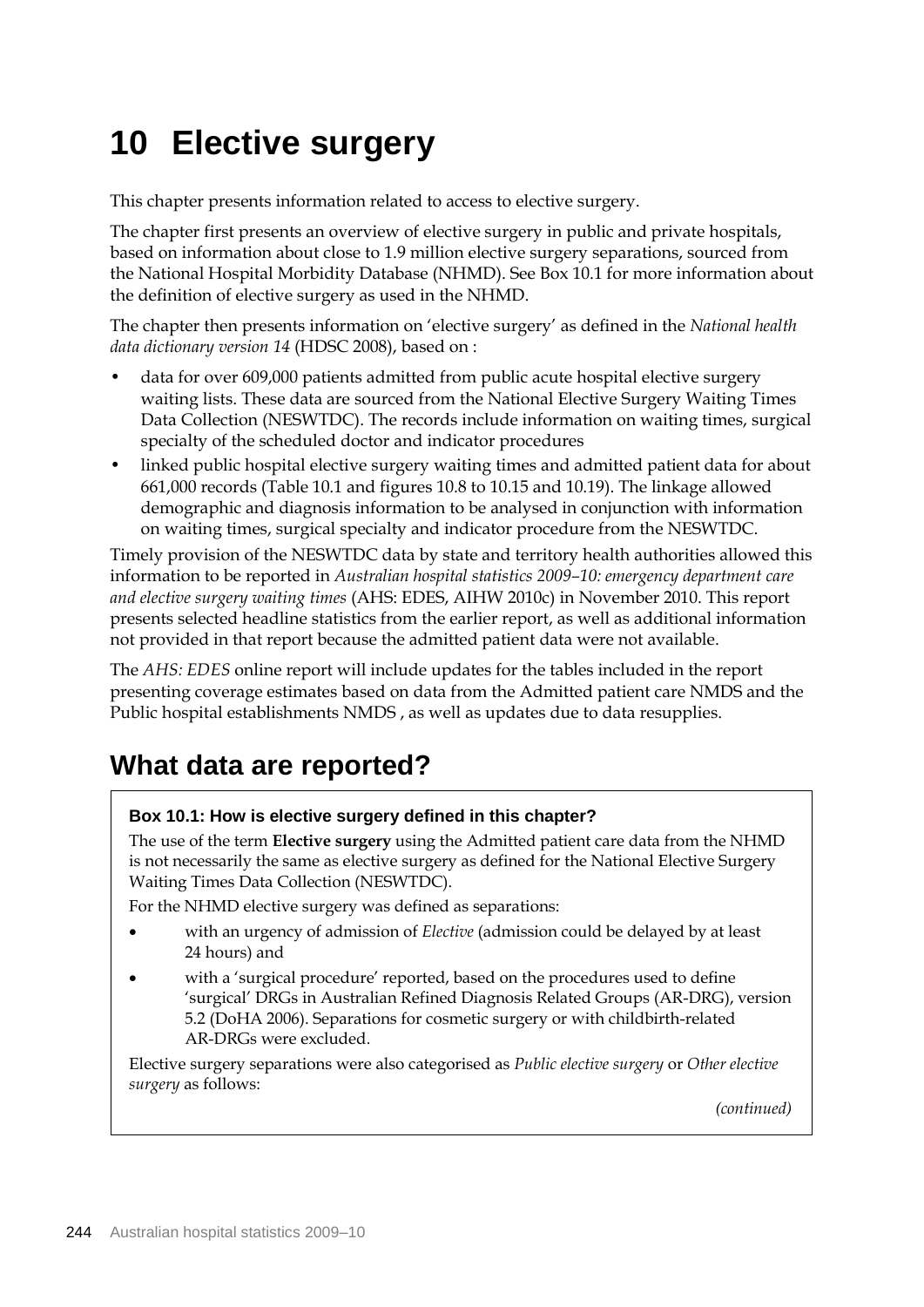# 10 Elective surgery

This chapter presents information related to access to elective surgery.

The chapter first presents an overview of elective surgery in public and private hospitals, based on information about close to 1.9 million elective surgery separations, sourced from the National Hospital Morbidity Database (NHMD). See Box 10.1 for more information about the definition of elective surgery as used in the NHMD.

The chapter then presents information on 'elective surgery' as defined in the *National health data dictionary version 14* (HDSC 2008), based on :

- data for over 609,000 patients admitted from public acute hospital elective surgery waiting lists. These data are sourced from the National Elective Surgery Waiting Times Data Collection (NESWTDC). The records include information on waiting times, surgical specialty of the scheduled doctor and indicator procedures
- linked public hospital elective surgery waiting times and admitted patient data for about 661,000 records (Table 10.1 and figures 10.8 to 10.15 and 10.19). The linkage allowed demographic and diagnosis information to be analysed in conjunction with information on waiting times, surgical specialty and indicator procedure from the NESWTDC.

Timely provision of the NESWTDC data by state and territory health authorities allowed this information to be reported in *Australian hospital statistics 2009–10: emergency department care and elective surgery waiting times* (AHS: EDES, AIHW 2010c) in November 2010. This report presents selected headline statistics from the earlier report, as well as additional information not provided in that report because the admitted patient data were not available.

The *AHS: EDES* online report will include updates for the tables included in the report presenting coverage estimates based on data from the Admitted patient care NMDS and the Public hospital establishments NMDS , as well as updates due to data resupplies.

## What data are reported?

**Box 10.1: How is elective surgery defined in this chapter?**

The use of the term **Elective surgery** using the Admitted patient care data from the NHMD is not necessarily the same as elective surgery as defined for the National Elective Surgery Waiting Times Data Collection (NESWTDC).

For the NHMD elective surgery was defined as separations:

- with an urgency of admission of *Elective* (admission could be delayed by at least 24 hours) and
- with a 'surgical procedure' reported, based on the procedures used to define 'surgical' DRGs in Australian Refined Diagnosis Related Groups (AR-DRG), version 5.2 (DoHA 2006). Separations for cosmetic surgery or with childbirth-related AR-DRGs were excluded.

Elective surgery separations were also categorised as *Public elective surgery* or *Other elective surgery* as follows:

*(continued)*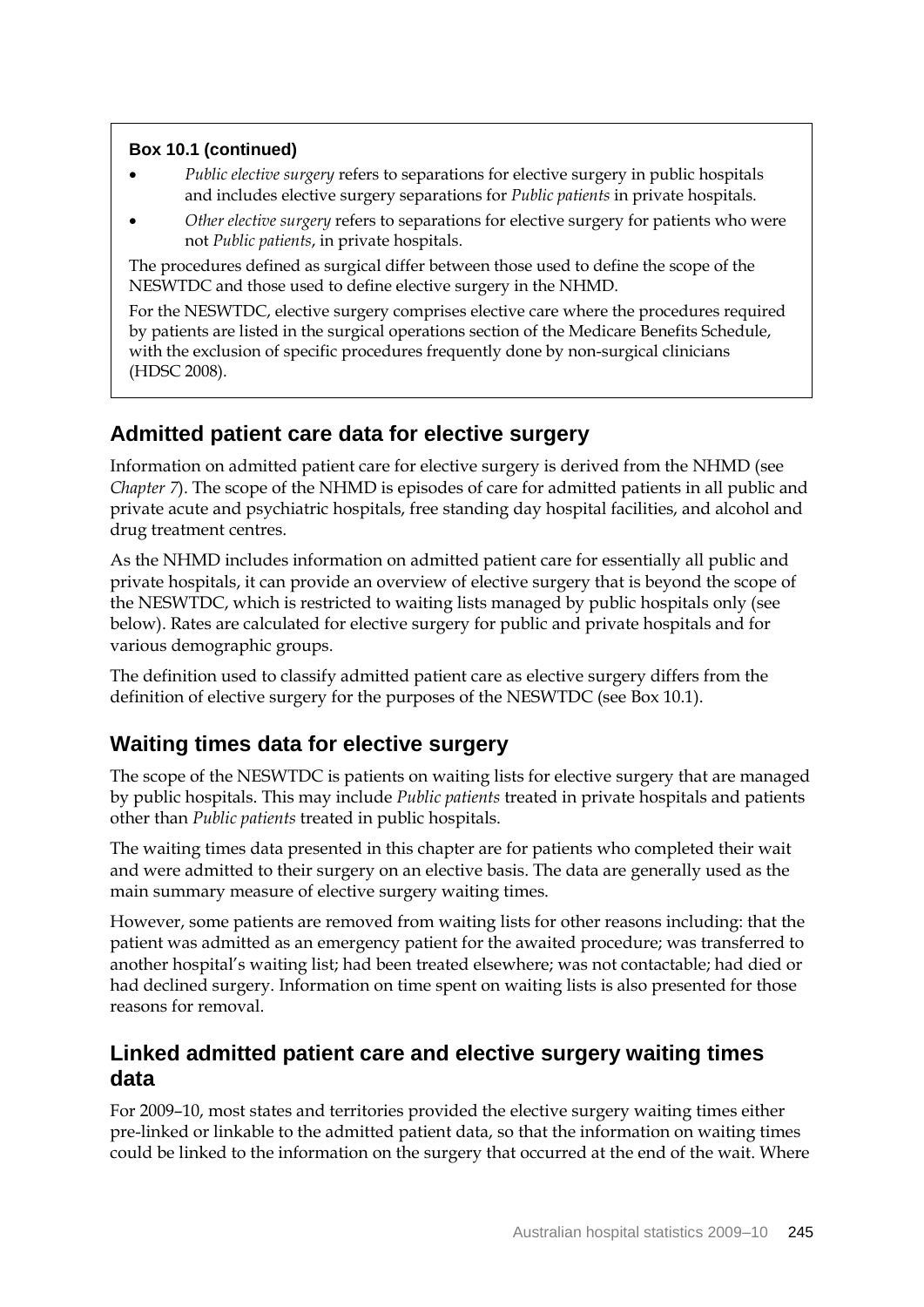**Box 10.1 (continued)**

- *Public elective surgery* refers to separations for elective surgery in public hospitals and includes elective surgery separations for *Public patients* in private hospitals.
- *Other elective surgery* refers to separations for elective surgery for patients who were not *Public patients*, in private hospitals.

The procedures defined as surgical differ between those used to define the scope of the NESWTDC and those used to define elective surgery in the NHMD.

For the NESWTDC, elective surgery comprises elective care where the procedures required by patients are listed in the surgical operations section of the Medicare Benefits Schedule, with the exclusion of specific procedures frequently done by non-surgical clinicians (HDSC 2008).

## Admitted patient care data for elective surgery

Information on admitted patient care for elective surgery is derived from the NHMD (see *Chapter 7*). The scope of the NHMD is episodes of care for admitted patients in all public and private acute and psychiatric hospitals, free standing day hospital facilities, and alcohol and drug treatment centres.

As the NHMD includes information on admitted patient care for essentially all public and private hospitals, it can provide an overview of elective surgery that is beyond the scope of the NESWTDC, which is restricted to waiting lists managed by public hospitals only (see below). Rates are calculated for elective surgery for public and private hospitals and for various demographic groups.

The definition used to classify admitted patient care as elective surgery differs from the definition of elective surgery for the purposes of the NESWTDC (see Box 10.1).

## Waiting times data for elective surgery

The scope of the NESWTDC is patients on waiting lists for elective surgery that are managed by public hospitals. This may include *Public patients* treated in private hospitals and patients other than *Public patients* treated in public hospitals.

The waiting times data presented in this chapter are for patients who completed their wait and were admitted to their surgery on an elective basis. The data are generally used as the main summary measure of elective surgery waiting times.

However, some patients are removed from waiting lists for other reasons including: that the patient was admitted as an emergency patient for the awaited procedure; was transferred to another hospital's waiting list; had been treated elsewhere; was not contactable; had died or had declined surgery. Information on time spent on waiting lists is also presented for those reasons for removal.

## Linked admitted patient care and elective surgery waiting times data

For 2009–10, most states and territories provided the elective surgery waiting times either pre-linked or linkable to the admitted patient data, so that the information on waiting times could be linked to the information on the surgery that occurred at the end of the wait. Where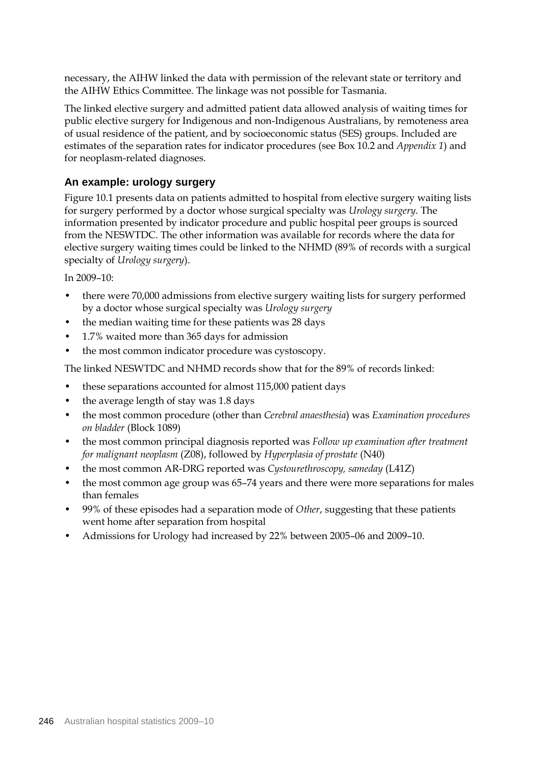necessary, the AIHW linked the data with permission of the relevant state or territory and the AIHW Ethics Committee. The linkage was not possible for Tasmania.

The linked elective surgery and admitted patient data allowed analysis of waiting times for public elective surgery for Indigenous and non-Indigenous Australians, by remoteness area of usual residence of the patient, and by socioeconomic status (SES) groups. Included are estimates of the separation rates for indicator procedures (see Box 10.2 and *Appendix 1*) and for neoplasm-related diagnoses.

### An example: urology surgery

Figure 10.1 presents data on patients admitted to hospital from elective surgery waiting lists for surgery performed by a doctor whose surgical specialty was *Urology surgery*. The information presented by indicator procedure and public hospital peer groups is sourced from the NESWTDC. The other information was available for records where the data for elective surgery waiting times could be linked to the NHMD (89% of records with a surgical specialty of *Urology surgery*).

In 2009–10:

- there were 70,000 admissions from elective surgery waiting lists for surgery performed by a doctor whose surgical specialty was *Urology surgery*
- the median waiting time for these patients was 28 days
- 1.7% waited more than 365 days for admission
- the most common indicator procedure was cystoscopy.

The linked NESWTDC and NHMD records show that for the 89% of records linked:

- these separations accounted for almost 115,000 patient days
- the average length of stay was 1.8 days
- the most common procedure (other than *Cerebral anaesthesia*) was *Examination procedures on bladder* (Block 1089)
- the most common principal diagnosis reported was *Follow up examination after treatment for malignant neoplasm* (Z08), followed by *Hyperplasia of prostate* (N40)
- the most common AR-DRG reported was *Cystourethroscopy, sameday* (L41Z)
- the most common age group was 65–74 years and there were more separations for males than females
- 99% of these episodes had a separation mode of *Other*, suggesting that these patients went home after separation from hospital
- Admissions for Urology had increased by 22% between 2005–06 and 2009–10.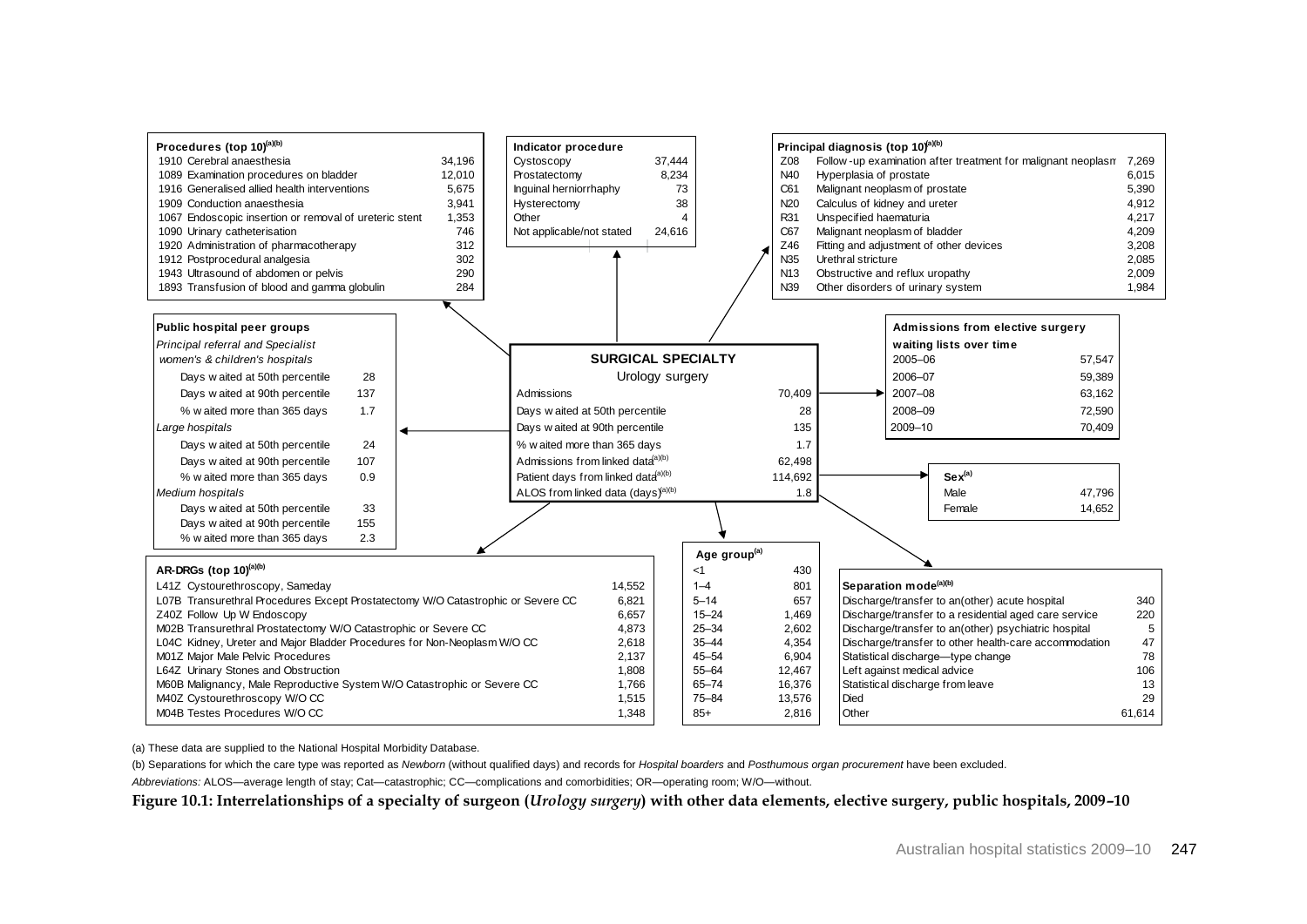**Procedures (top 10)[(a)(b)]**

| Code | Procedure | Count |
|---|---|---|
| 1910 | Cerebral anaesthesia | 34,196 |
| 1089 | Examination procedures on bladder | 12,010 |
| 1916 | Generalised allied health interventions | 5,675 |
| 1909 | Conduction anaesthesia | 3,941 |
| 1067 | Endoscopic insertion or removal of ureteric stent | 1,353 |
| 1090 | Urinary catheterisation | 746 |
| 1920 | Administration of pharmacotherapy | 312 |
| 1912 | Postprocedural analgesia | 302 |
| 1943 | Ultrasound of abdomen or pelvis | 290 |
| 1893 | Transfusion of blood and gamma globulin | 284 |

**Indicator procedure**

| Procedure | Count |
|---|---|
| Cystoscopy | 37,444 |
| Prostatectomy | 8,234 |
| Inguinal herniorrhaphy | 73 |
| Hysterectomy | 38 |
| Other | 4 |
| Not applicable/not stated | 24,616 |

**Principal diagnosis (top 10)[(a)(b)]**

| Code | Diagnosis | Count |
|---|---|---|
| Z08 | Follow-up examination after treatment for malignant neoplasm | 7,269 |
| N40 | Hyperplasia of prostate | 6,015 |
| C61 | Malignant neoplasm of prostate | 5,390 |
| N20 | Calculus of kidney and ureter | 4,912 |
| R31 | Unspecified haematuria | 4,217 |
| C67 | Malignant neoplasm of bladder | 4,209 |
| Z46 | Fitting and adjustment of other devices | 3,208 |
| N35 | Urethral stricture | 2,085 |
| N13 | Obstructive and reflux uropathy | 2,009 |
| N39 | Other disorders of urinary system | 1,984 |

**Public hospital peer groups**

| | |
|---|---|
| *Principal referral and Specialist women's & children's hospitals* | |
| Days waited at 50th percentile | 28 |
| Days waited at 90th percentile | 137 |
| % waited more than 365 days | 1.7 |
| *Large hospitals* | |
| Days waited at 50th percentile | 24 |
| Days waited at 90th percentile | 107 |
| % waited more than 365 days | 0.9 |
| *Medium hospitals* | |
| Days waited at 50th percentile | 33 |
| Days waited at 90th percentile | 155 |
| % waited more than 365 days | 2.3 |

**SURGICAL SPECIALTY**

Urology surgery

| | |
|---|---|
| Admissions | 70,409 |
| Days waited at 50th percentile | 28 |
| Days waited at 90th percentile | 135 |
| % waited more than 365 days | 1.7 |
| Admissions from linked data[(a)(b)] | 62,498 |
| Patient days from linked data[(a)(b)] | 114,692 |
| ALOS from linked data (days)[(a)(b)] | 1.8 |

**Admissions from elective surgery waiting lists over time**

| Year | Admissions |
|---|---|
| 2005–06 | 57,547 |
| 2006–07 | 59,389 |
| 2007–08 | 63,162 |
| 2008–09 | 72,590 |
| 2009–10 | 70,409 |

**Sex[(a)]**

| | |
|---|---|
| Male | 47,796 |
| Female | 14,652 |

**AR-DRGs (top 10)[(a)(b)]**

| Code | AR-DRG | Count |
|---|---|---|
| L41Z | Cystourethroscopy, Sameday | 14,552 |
| L07B | Transurethral Procedures Except Prostatectomy W/O Catastrophic or Severe CC | 6,821 |
| Z40Z | Follow Up W Endoscopy | 6,657 |
| M02B | Transurethral Prostatectomy W/O Catastrophic or Severe CC | 4,873 |
| L04C | Kidney, Ureter and Major Bladder Procedures for Non-Neoplasm W/O CC | 2,618 |
| M01Z | Major Male Pelvic Procedures | 2,137 |
| L64Z | Urinary Stones and Obstruction | 1,808 |
| M60B | Malignancy, Male Reproductive System W/O Catastrophic or Severe CC | 1,766 |
| M40Z | Cystourethroscopy W/O CC | 1,515 |
| M04B | Testes Procedures W/O CC | 1,348 |

**Age group[(a)]**

| Age | Count |
|---|---|
| <1 | 430 |
| 1–4 | 801 |
| 5–14 | 657 |
| 15–24 | 1,469 |
| 25–34 | 2,602 |
| 35–44 | 4,354 |
| 45–54 | 6,904 |
| 55–64 | 12,467 |
| 65–74 | 16,376 |
| 75–84 | 13,576 |
| 85+ | 2,816 |

**Separation mode[(a)(b)]**

| Mode | Count |
|---|---|
| Discharge/transfer to an(other) acute hospital | 340 |
| Discharge/transfer to a residential aged care service | 220 |
| Discharge/transfer to an(other) psychiatric hospital | 5 |
| Discharge/transfer to other health-care accommodation | 47 |
| Statistical discharge—type change | 78 |
| Left against medical advice | 106 |
| Statistical discharge from leave | 13 |
| Died | 29 |
| Other | 61,614 |

(a) These data are supplied to the National Hospital Morbidity Database.

(b) Separations for which the care type was reported as *Newborn* (without qualified days) and records for *Hospital boarders* and *Posthumous organ procurement* have been excluded.

*Abbreviations:* ALOS—average length of stay; Cat—catastrophic; CC—complications and comorbidities; OR—operating room; W/O—without.

**Figure 10.1: Interrelationships of a specialty of surgeon (*Urology surgery*) with other data elements, elective surgery, public hospitals, 2009–10**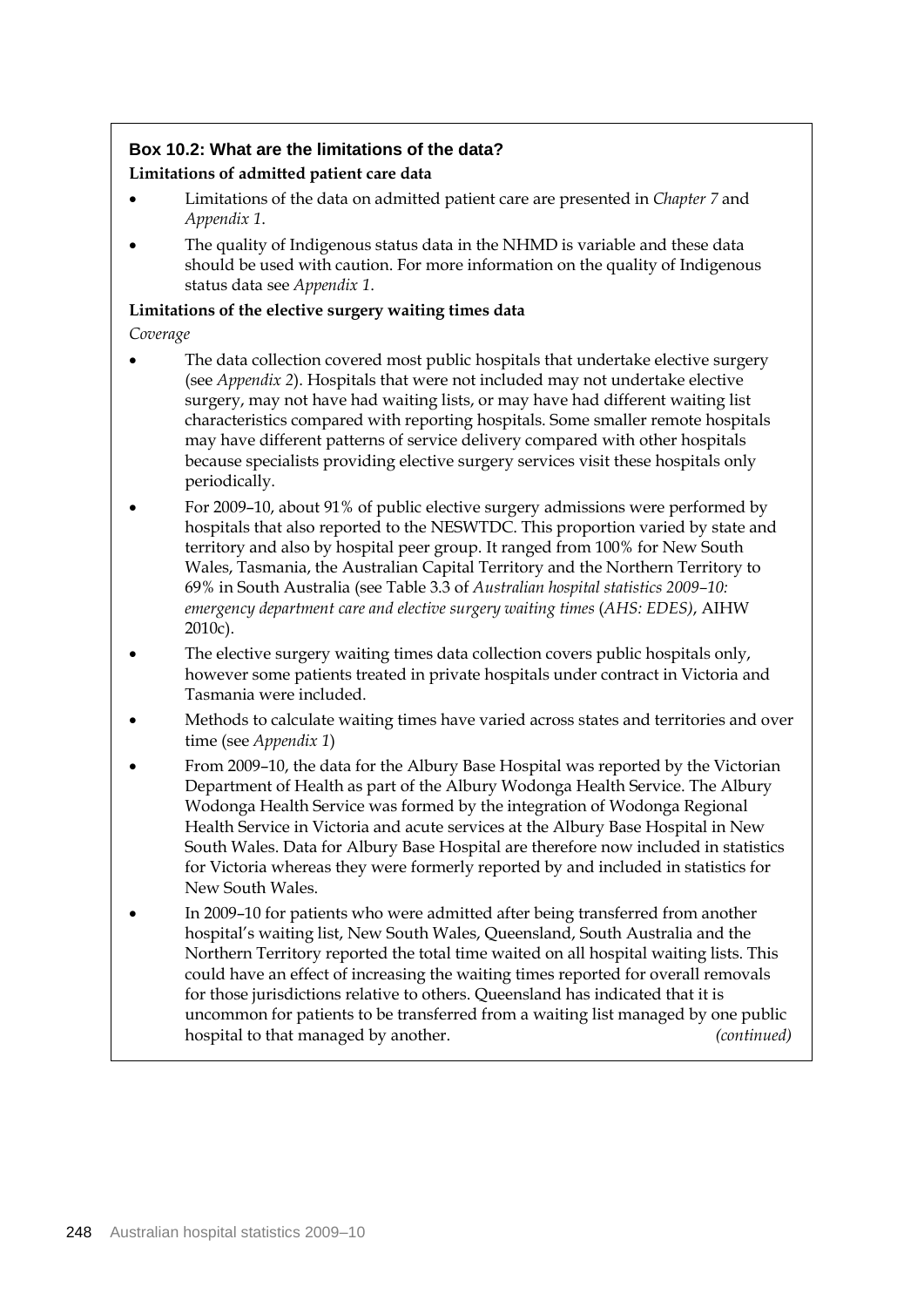### Box 10.2: What are the limitations of the data?

**Limitations of admitted patient care data**

- Limitations of the data on admitted patient care are presented in *Chapter 7* and *Appendix 1*.
- The quality of Indigenous status data in the NHMD is variable and these data should be used with caution. For more information on the quality of Indigenous status data see *Appendix 1*.

**Limitations of the elective surgery waiting times data**

*Coverage*

- The data collection covered most public hospitals that undertake elective surgery (see *Appendix 2*). Hospitals that were not included may not undertake elective surgery, may not have had waiting lists, or may have had different waiting list characteristics compared with reporting hospitals. Some smaller remote hospitals may have different patterns of service delivery compared with other hospitals because specialists providing elective surgery services visit these hospitals only periodically.
- For 2009–10, about 91% of public elective surgery admissions were performed by hospitals that also reported to the NESWTDC. This proportion varied by state and territory and also by hospital peer group. It ranged from 100% for New South Wales, Tasmania, the Australian Capital Territory and the Northern Territory to 69% in South Australia (see Table 3.3 of *Australian hospital statistics 2009–10: emergency department care and elective surgery waiting times* (*AHS: EDES)*, AIHW 2010c).
- The elective surgery waiting times data collection covers public hospitals only, however some patients treated in private hospitals under contract in Victoria and Tasmania were included.
- Methods to calculate waiting times have varied across states and territories and over time (see *Appendix 1*)
- From 2009–10, the data for the Albury Base Hospital was reported by the Victorian Department of Health as part of the Albury Wodonga Health Service. The Albury Wodonga Health Service was formed by the integration of Wodonga Regional Health Service in Victoria and acute services at the Albury Base Hospital in New South Wales. Data for Albury Base Hospital are therefore now included in statistics for Victoria whereas they were formerly reported by and included in statistics for New South Wales.
- In 2009–10 for patients who were admitted after being transferred from another hospital's waiting list, New South Wales, Queensland, South Australia and the Northern Territory reported the total time waited on all hospital waiting lists. This could have an effect of increasing the waiting times reported for overall removals for those jurisdictions relative to others. Queensland has indicated that it is uncommon for patients to be transferred from a waiting list managed by one public hospital to that managed by another. *(continued)*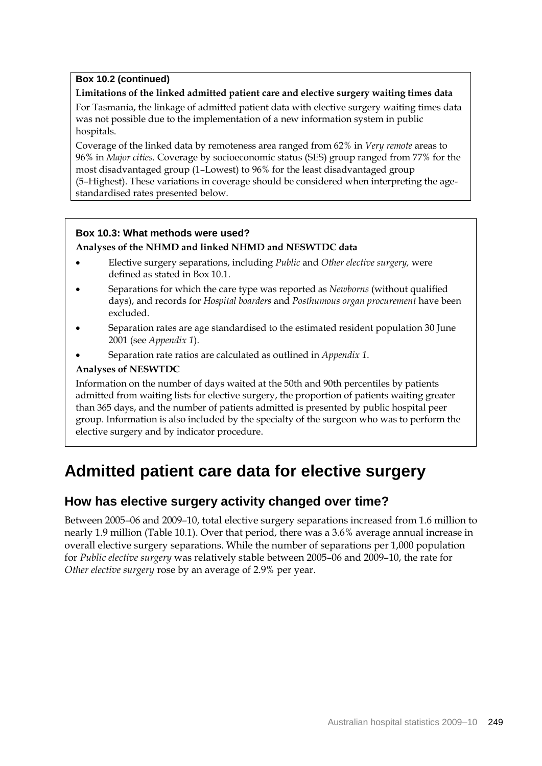**Box 10.2 (continued)**

**Limitations of the linked admitted patient care and elective surgery waiting times data**

For Tasmania, the linkage of admitted patient data with elective surgery waiting times data was not possible due to the implementation of a new information system in public hospitals.

Coverage of the linked data by remoteness area ranged from 62% in *Very remote* areas to 96% in *Major cities*. Coverage by socioeconomic status (SES) group ranged from 77% for the most disadvantaged group (1–Lowest) to 96% for the least disadvantaged group (5–Highest). These variations in coverage should be considered when interpreting the age-standardised rates presented below.

**Box 10.3: What methods were used?**

**Analyses of the NHMD and linked NHMD and NESWTDC data**

- Elective surgery separations, including *Public* and *Other elective surgery,* were defined as stated in Box 10.1.
- Separations for which the care type was reported as *Newborns* (without qualified days), and records for *Hospital boarders* and *Posthumous organ procurement* have been excluded.
- Separation rates are age standardised to the estimated resident population 30 June 2001 (see *Appendix 1*).
- Separation rate ratios are calculated as outlined in *Appendix 1*.

**Analyses of NESWTDC**

Information on the number of days waited at the 50th and 90th percentiles by patients admitted from waiting lists for elective surgery, the proportion of patients waiting greater than 365 days, and the number of patients admitted is presented by public hospital peer group. Information is also included by the specialty of the surgeon who was to perform the elective surgery and by indicator procedure.

# Admitted patient care data for elective surgery

## How has elective surgery activity changed over time?

Between 2005–06 and 2009–10, total elective surgery separations increased from 1.6 million to nearly 1.9 million (Table 10.1). Over that period, there was a 3.6% average annual increase in overall elective surgery separations. While the number of separations per 1,000 population for *Public elective surgery* was relatively stable between 2005–06 and 2009–10, the rate for *Other elective surgery* rose by an average of 2.9% per year.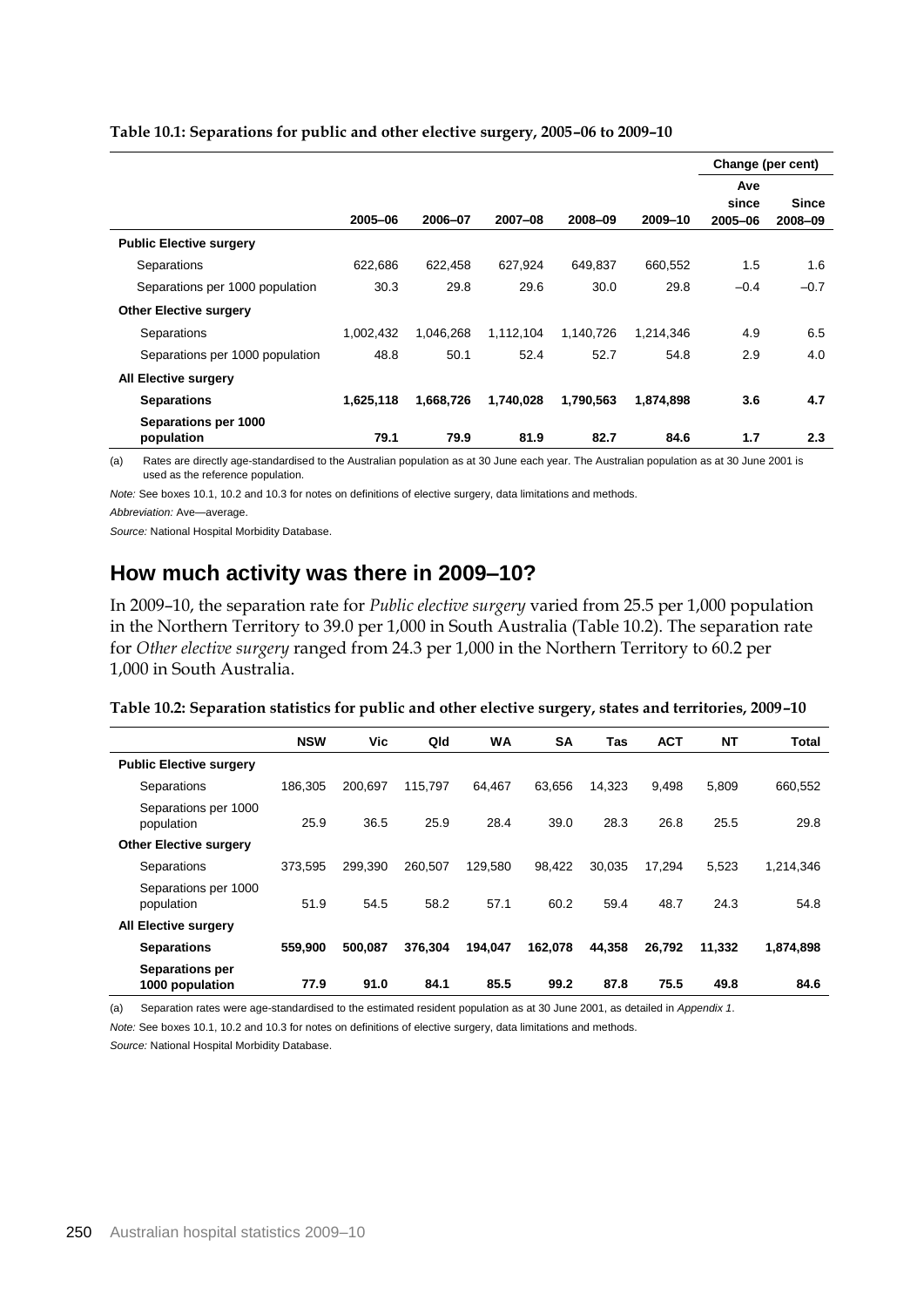**Table 10.1: Separations for public and other elective surgery, 2005–06 to 2009–10**

| | 2005–06 | 2006–07 | 2007–08 | 2008–09 | 2009–10 | Change (per cent) Ave since 2005–06 | Since 2008–09 |
|---|---|---|---|---|---|---|---|
| **Public Elective surgery** | | | | | | | |
| Separations | 622,686 | 622,458 | 627,924 | 649,837 | 660,552 | 1.5 | 1.6 |
| Separations per 1000 population | 30.3 | 29.8 | 29.6 | 30.0 | 29.8 | –0.4 | –0.7 |
| **Other Elective surgery** | | | | | | | |
| Separations | 1,002,432 | 1,046,268 | 1,112,104 | 1,140,726 | 1,214,346 | 4.9 | 6.5 |
| Separations per 1000 population | 48.8 | 50.1 | 52.4 | 52.7 | 54.8 | 2.9 | 4.0 |
| **All Elective surgery** | | | | | | | |
| **Separations** | **1,625,118** | **1,668,726** | **1,740,028** | **1,790,563** | **1,874,898** | **3.6** | **4.7** |
| **Separations per 1000 population** | **79.1** | **79.9** | **81.9** | **82.7** | **84.6** | **1.7** | **2.3** |

(a) Rates are directly age-standardised to the Australian population as at 30 June each year. The Australian population as at 30 June 2001 is used as the reference population.

*Note:* See boxes 10.1, 10.2 and 10.3 for notes on definitions of elective surgery, data limitations and methods.

*Abbreviation:* Ave—average.

*Source:* National Hospital Morbidity Database.

## How much activity was there in 2009–10?

In 2009–10, the separation rate for *Public elective surgery* varied from 25.5 per 1,000 population in the Northern Territory to 39.0 per 1,000 in South Australia (Table 10.2). The separation rate for *Other elective surgery* ranged from 24.3 per 1,000 in the Northern Territory to 60.2 per 1,000 in South Australia.

**Table 10.2: Separation statistics for public and other elective surgery, states and territories, 2009–10**

| | NSW | Vic | Qld | WA | SA | Tas | ACT | NT | Total |
|---|---|---|---|---|---|---|---|---|---|
| **Public Elective surgery** | | | | | | | | | |
| Separations | 186,305 | 200,697 | 115,797 | 64,467 | 63,656 | 14,323 | 9,498 | 5,809 | 660,552 |
| Separations per 1000 population | 25.9 | 36.5 | 25.9 | 28.4 | 39.0 | 28.3 | 26.8 | 25.5 | 29.8 |
| **Other Elective surgery** | | | | | | | | | |
| Separations | 373,595 | 299,390 | 260,507 | 129,580 | 98,422 | 30,035 | 17,294 | 5,523 | 1,214,346 |
| Separations per 1000 population | 51.9 | 54.5 | 58.2 | 57.1 | 60.2 | 59.4 | 48.7 | 24.3 | 54.8 |
| **All Elective surgery** | | | | | | | | | |
| **Separations** | **559,900** | **500,087** | **376,304** | **194,047** | **162,078** | **44,358** | **26,792** | **11,332** | **1,874,898** |
| **Separations per 1000 population** | **77.9** | **91.0** | **84.1** | **85.5** | **99.2** | **87.8** | **75.5** | **49.8** | **84.6** |

(a) Separation rates were age-standardised to the estimated resident population as at 30 June 2001, as detailed in *Appendix 1*.

*Note:* See boxes 10.1, 10.2 and 10.3 for notes on definitions of elective surgery, data limitations and methods.

*Source:* National Hospital Morbidity Database.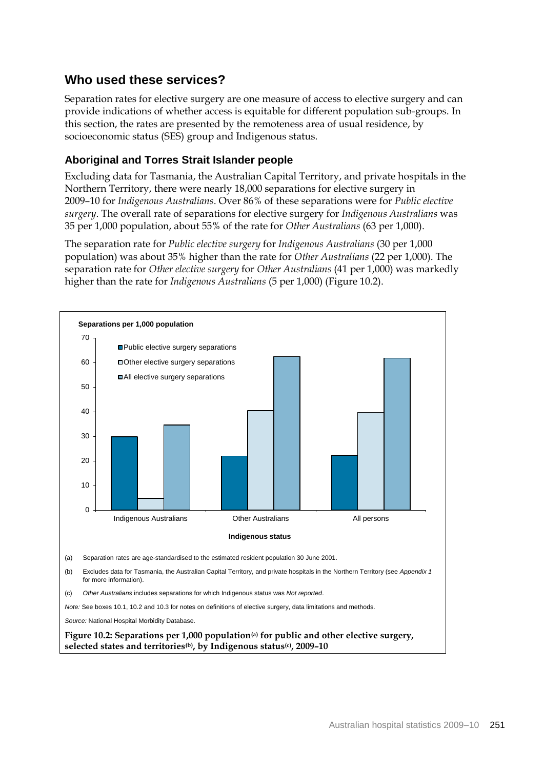## Who used these services?

Separation rates for elective surgery are one measure of access to elective surgery and can provide indications of whether access is equitable for different population sub-groups. In this section, the rates are presented by the remoteness area of usual residence, by socioeconomic status (SES) group and Indigenous status.

### Aboriginal and Torres Strait Islander people

Excluding data for Tasmania, the Australian Capital Territory, and private hospitals in the Northern Territory, there were nearly 18,000 separations for elective surgery in 2009–10 for *Indigenous Australians*. Over 86% of these separations were for *Public elective surgery*. The overall rate of separations for elective surgery for *Indigenous Australians* was 35 per 1,000 population, about 55% of the rate for *Other Australians* (63 per 1,000).

The separation rate for *Public elective surgery* for *Indigenous Australians* (30 per 1,000 population) was about 35% higher than the rate for *Other Australians* (22 per 1,000). The separation rate for *Other elective surgery* for *Other Australians* (41 per 1,000) was markedly higher than the rate for *Indigenous Australians* (5 per 1,000) (Figure 10.2).

**Separations per 1,000 population**

| Indigenous status | Public elective surgery separations | Other elective surgery separations | All elective surgery separations |
|---|---|---|---|
| Indigenous Australians | 30 | 5 | 35 |
| Other Australians | 22 | 41 | 63 |
| All persons | 22 | 40 | 62 |

(a) Separation rates are age-standardised to the estimated resident population 30 June 2001.

(b) Excludes data for Tasmania, the Australian Capital Territory, and private hospitals in the Northern Territory (see *Appendix 1* for more information).

(c) *Other Australians* includes separations for which Indigenous status was *Not reported*.

*Note:* See boxes 10.1, 10.2 and 10.3 for notes on definitions of elective surgery, data limitations and methods.

*Source:* National Hospital Morbidity Database.

**Figure 10.2: Separations per 1,000 population(a) for public and other elective surgery, selected states and territories(b), by Indigenous status(c), 2009–10**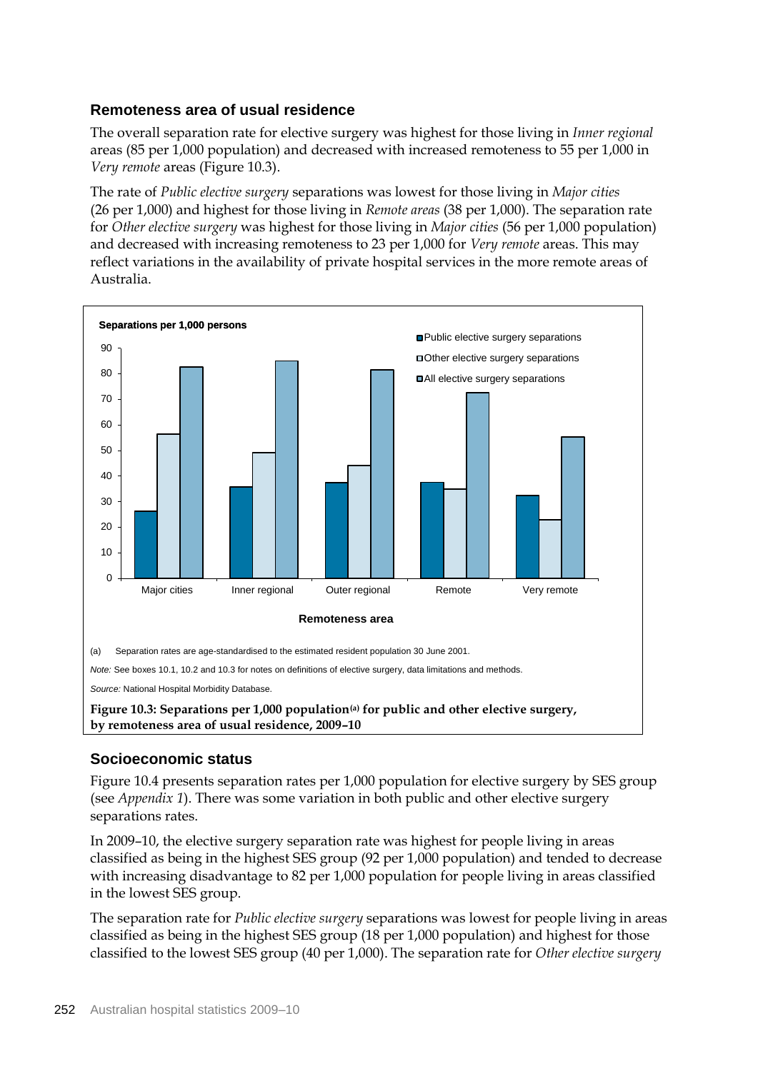### Remoteness area of usual residence

The overall separation rate for elective surgery was highest for those living in *Inner regional* areas (85 per 1,000 population) and decreased with increased remoteness to 55 per 1,000 in *Very remote* areas (Figure 10.3).

The rate of *Public elective surgery* separations was lowest for those living in *Major cities* (26 per 1,000) and highest for those living in *Remote areas* (38 per 1,000). The separation rate for *Other elective surgery* was highest for those living in *Major cities* (56 per 1,000 population) and decreased with increasing remoteness to 23 per 1,000 for *Very remote* areas. This may reflect variations in the availability of private hospital services in the more remote areas of Australia.

(a) Separation rates are age-standardised to the estimated resident population 30 June 2001.

*Note:* See boxes 10.1, 10.2 and 10.3 for notes on definitions of elective surgery, data limitations and methods.

*Source:* National Hospital Morbidity Database.

**Figure 10.3: Separations per 1,000 population[(a)] for public and other elective surgery, by remoteness area of usual residence, 2009–10**

### Socioeconomic status

Figure 10.4 presents separation rates per 1,000 population for elective surgery by SES group (see *Appendix 1*). There was some variation in both public and other elective surgery separations rates.

In 2009–10, the elective surgery separation rate was highest for people living in areas classified as being in the highest SES group (92 per 1,000 population) and tended to decrease with increasing disadvantage to 82 per 1,000 population for people living in areas classified in the lowest SES group.

The separation rate for *Public elective surgery* separations was lowest for people living in areas classified as being in the highest SES group (18 per 1,000 population) and highest for those classified to the lowest SES group (40 per 1,000). The separation rate for *Other elective surgery*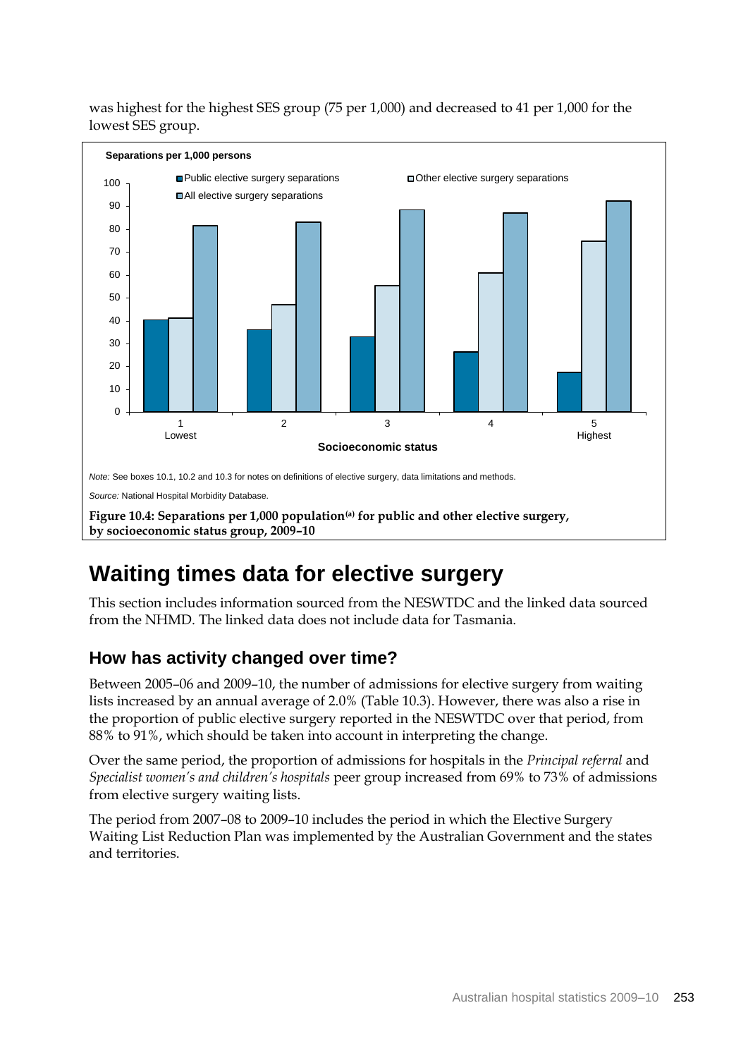was highest for the highest SES group (75 per 1,000) and decreased to 41 per 1,000 for the lowest SES group.

*Note:* See boxes 10.1, 10.2 and 10.3 for notes on definitions of elective surgery, data limitations and methods.

*Source:* National Hospital Morbidity Database.

**Figure 10.4: Separations per 1,000 population[(a)] for public and other elective surgery, by socioeconomic status group, 2009–10**

# Waiting times data for elective surgery

This section includes information sourced from the NESWTDC and the linked data sourced from the NHMD. The linked data does not include data for Tasmania.

## How has activity changed over time?

Between 2005–06 and 2009–10, the number of admissions for elective surgery from waiting lists increased by an annual average of 2.0% (Table 10.3). However, there was also a rise in the proportion of public elective surgery reported in the NESWTDC over that period, from 88% to 91%, which should be taken into account in interpreting the change.

Over the same period, the proportion of admissions for hospitals in the *Principal referral* and *Specialist women's and children's hospitals* peer group increased from 69% to 73% of admissions from elective surgery waiting lists.

The period from 2007–08 to 2009–10 includes the period in which the Elective Surgery Waiting List Reduction Plan was implemented by the Australian Government and the states and territories.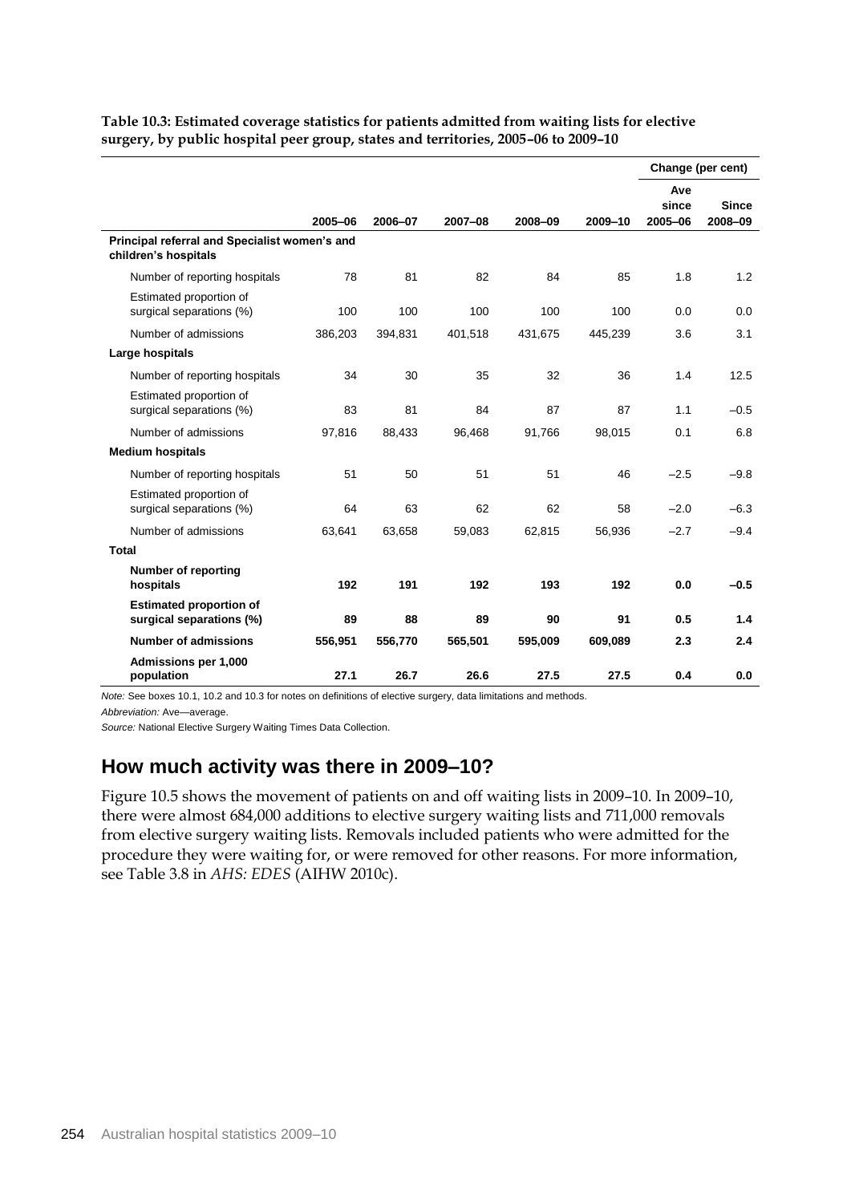**Table 10.3: Estimated coverage statistics for patients admitted from waiting lists for elective surgery, by public hospital peer group, states and territories, 2005–06 to 2009–10**

| | 2005–06 | 2006–07 | 2007–08 | 2008–09 | 2009–10 | Change (per cent) | |
|---|---|---|---|---|---|---|---|
| | | | | | | Ave since 2005–06 | Since 2008–09 |
| **Principal referral and Specialist women's and children's hospitals** | | | | | | | |
| Number of reporting hospitals | 78 | 81 | 82 | 84 | 85 | 1.8 | 1.2 |
| Estimated proportion of surgical separations (%) | 100 | 100 | 100 | 100 | 100 | 0.0 | 0.0 |
| Number of admissions | 386,203 | 394,831 | 401,518 | 431,675 | 445,239 | 3.6 | 3.1 |
| **Large hospitals** | | | | | | | |
| Number of reporting hospitals | 34 | 30 | 35 | 32 | 36 | 1.4 | 12.5 |
| Estimated proportion of surgical separations (%) | 83 | 81 | 84 | 87 | 87 | 1.1 | –0.5 |
| Number of admissions | 97,816 | 88,433 | 96,468 | 91,766 | 98,015 | 0.1 | 6.8 |
| **Medium hospitals** | | | | | | | |
| Number of reporting hospitals | 51 | 50 | 51 | 51 | 46 | –2.5 | –9.8 |
| Estimated proportion of surgical separations (%) | 64 | 63 | 62 | 62 | 58 | –2.0 | –6.3 |
| Number of admissions | 63,641 | 63,658 | 59,083 | 62,815 | 56,936 | –2.7 | –9.4 |
| **Total** | | | | | | | |
| **Number of reporting hospitals** | **192** | **191** | **192** | **193** | **192** | **0.0** | **–0.5** |
| **Estimated proportion of surgical separations (%)** | **89** | **88** | **89** | **90** | **91** | **0.5** | **1.4** |
| **Number of admissions** | **556,951** | **556,770** | **565,501** | **595,009** | **609,089** | **2.3** | **2.4** |
| **Admissions per 1,000 population** | **27.1** | **26.7** | **26.6** | **27.5** | **27.5** | **0.4** | **0.0** |

*Note:* See boxes 10.1, 10.2 and 10.3 for notes on definitions of elective surgery, data limitations and methods.

*Abbreviation:* Ave—average.

*Source:* National Elective Surgery Waiting Times Data Collection.

## How much activity was there in 2009–10?

Figure 10.5 shows the movement of patients on and off waiting lists in 2009–10. In 2009–10, there were almost 684,000 additions to elective surgery waiting lists and 711,000 removals from elective surgery waiting lists. Removals included patients who were admitted for the procedure they were waiting for, or were removed for other reasons. For more information, see Table 3.8 in *AHS: EDES* (AIHW 2010c).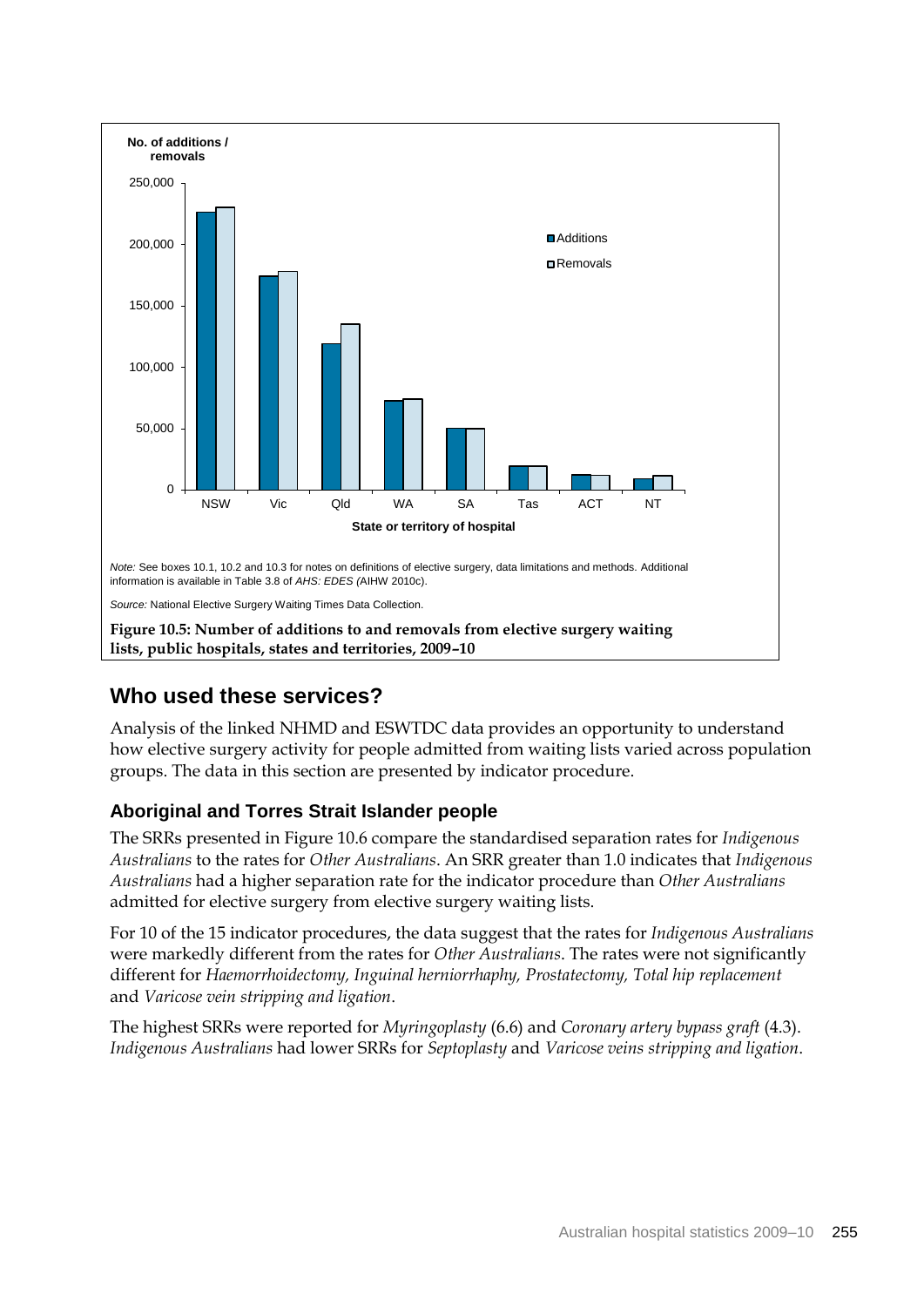Note: See boxes 10.1, 10.2 and 10.3 for notes on definitions of elective surgery, data limitations and methods. Additional information is available in Table 3.8 of *AHS: EDES* (AIHW 2010c).

*Source:* National Elective Surgery Waiting Times Data Collection.

**Figure 10.5: Number of additions to and removals from elective surgery waiting lists, public hospitals, states and territories, 2009–10**

## Who used these services?

Analysis of the linked NHMD and ESWTDC data provides an opportunity to understand how elective surgery activity for people admitted from waiting lists varied across population groups. The data in this section are presented by indicator procedure.

### Aboriginal and Torres Strait Islander people

The SRRs presented in Figure 10.6 compare the standardised separation rates for *Indigenous Australians* to the rates for *Other Australians*. An SRR greater than 1.0 indicates that *Indigenous Australians* had a higher separation rate for the indicator procedure than *Other Australians* admitted for elective surgery from elective surgery waiting lists.

For 10 of the 15 indicator procedures, the data suggest that the rates for *Indigenous Australians* were markedly different from the rates for *Other Australians*. The rates were not significantly different for *Haemorrhoidectomy, Inguinal herniorrhaphy, Prostatectomy, Total hip replacement* and *Varicose vein stripping and ligation*.

The highest SRRs were reported for *Myringoplasty* (6.6) and *Coronary artery bypass graft* (4.3). *Indigenous Australians* had lower SRRs for *Septoplasty* and *Varicose veins stripping and ligation*.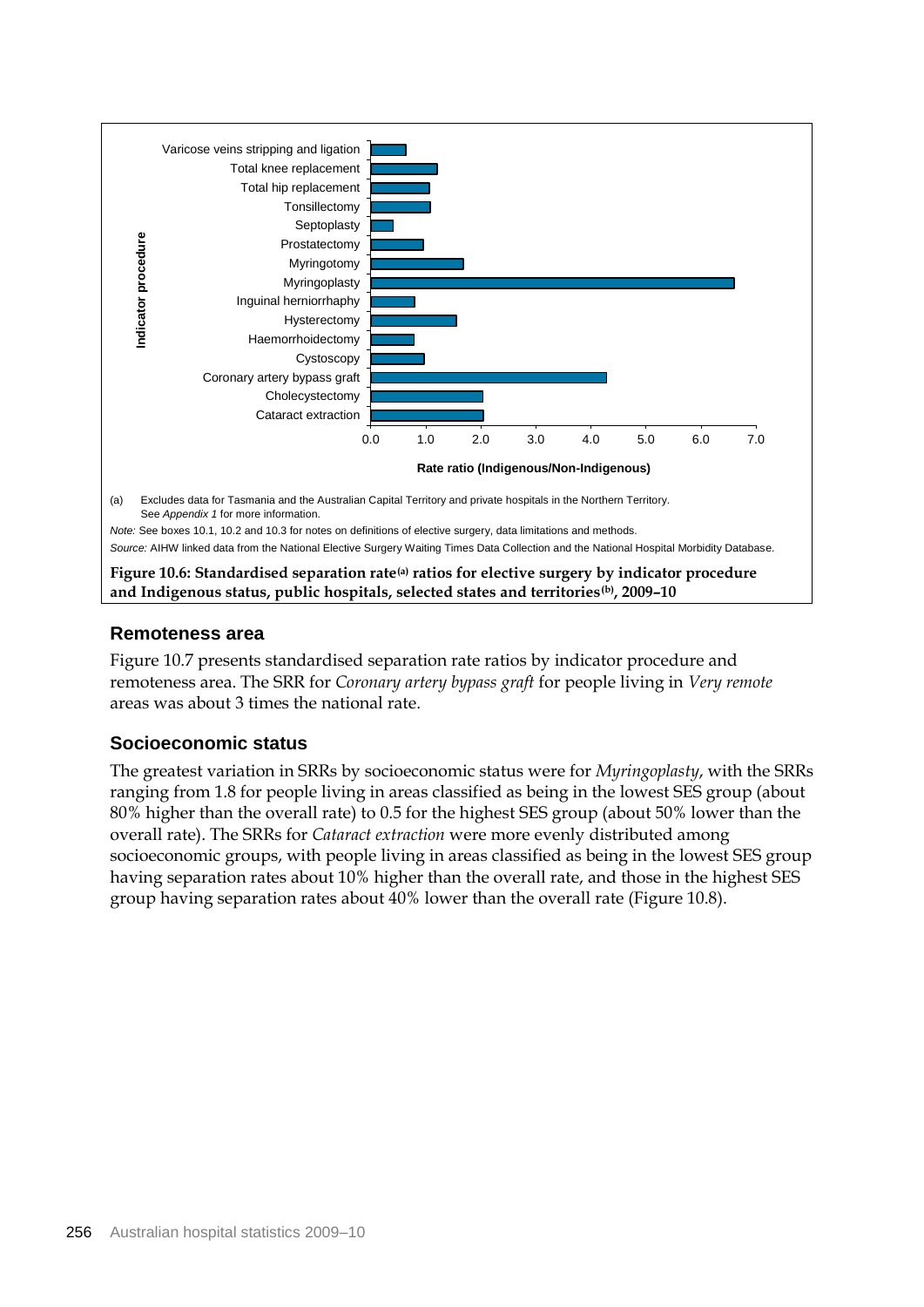(a) Excludes data for Tasmania and the Australian Capital Territory and private hospitals in the Northern Territory. See *Appendix 1* for more information.

*Note:* See boxes 10.1, 10.2 and 10.3 for notes on definitions of elective surgery, data limitations and methods.

*Source:* AIHW linked data from the National Elective Surgery Waiting Times Data Collection and the National Hospital Morbidity Database.

**Figure 10.6: Standardised separation rate(a) ratios for elective surgery by indicator procedure and Indigenous status, public hospitals, selected states and territories(b), 2009–10**

### Remoteness area

Figure 10.7 presents standardised separation rate ratios by indicator procedure and remoteness area. The SRR for *Coronary artery bypass graft* for people living in *Very remote* areas was about 3 times the national rate.

### Socioeconomic status

The greatest variation in SRRs by socioeconomic status were for *Myringoplasty*, with the SRRs ranging from 1.8 for people living in areas classified as being in the lowest SES group (about 80% higher than the overall rate) to 0.5 for the highest SES group (about 50% lower than the overall rate). The SRRs for *Cataract extraction* were more evenly distributed among socioeconomic groups, with people living in areas classified as being in the lowest SES group having separation rates about 10% higher than the overall rate, and those in the highest SES group having separation rates about 40% lower than the overall rate (Figure 10.8).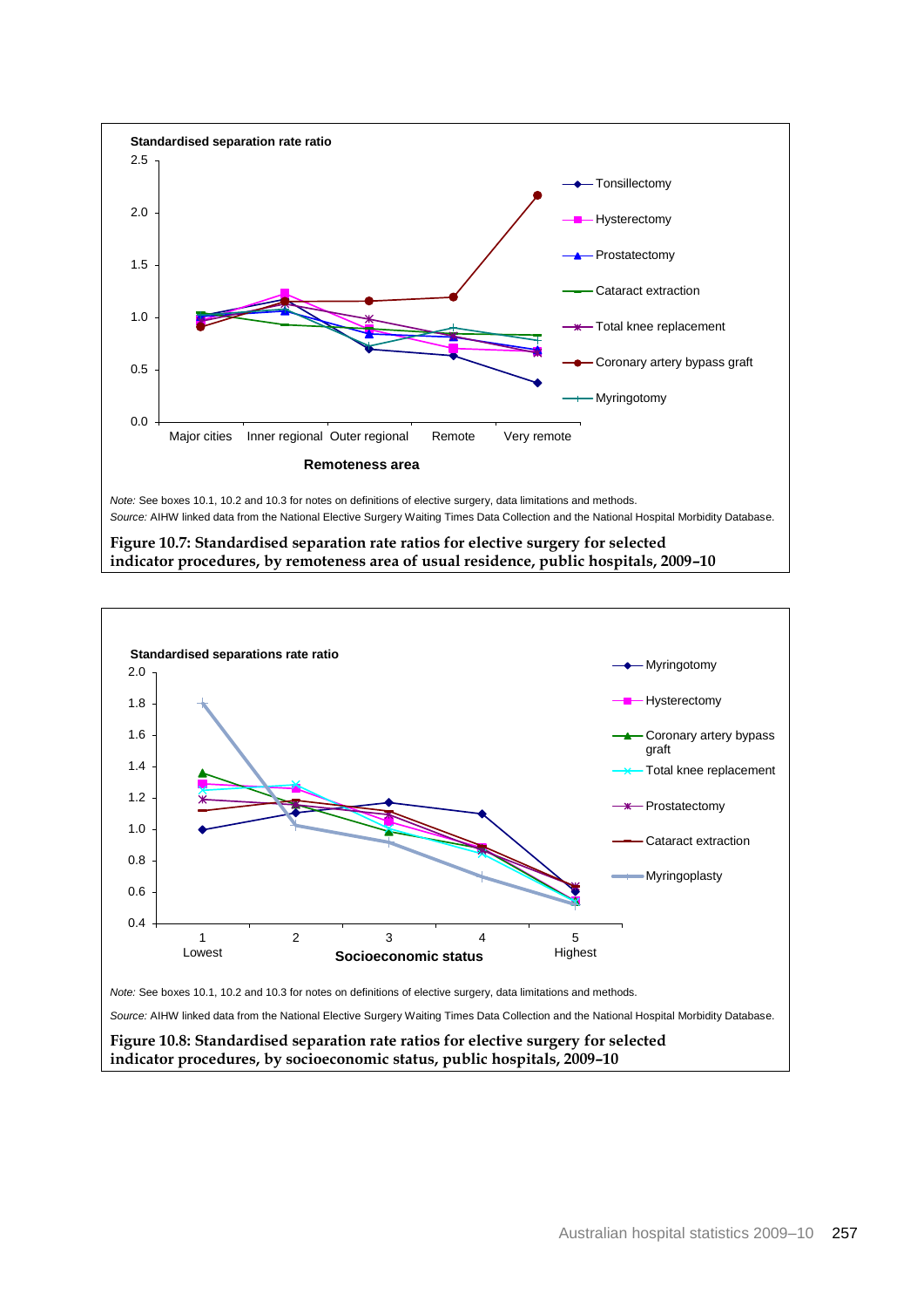Note: See boxes 10.1, 10.2 and 10.3 for notes on definitions of elective surgery, data limitations and methods.

Source: AIHW linked data from the National Elective Surgery Waiting Times Data Collection and the National Hospital Morbidity Database.

**Figure 10.7: Standardised separation rate ratios for elective surgery for selected indicator procedures, by remoteness area of usual residence, public hospitals, 2009–10**

Note: See boxes 10.1, 10.2 and 10.3 for notes on definitions of elective surgery, data limitations and methods.

Source: AIHW linked data from the National Elective Surgery Waiting Times Data Collection and the National Hospital Morbidity Database.

**Figure 10.8: Standardised separation rate ratios for elective surgery for selected indicator procedures, by socioeconomic status, public hospitals, 2009–10**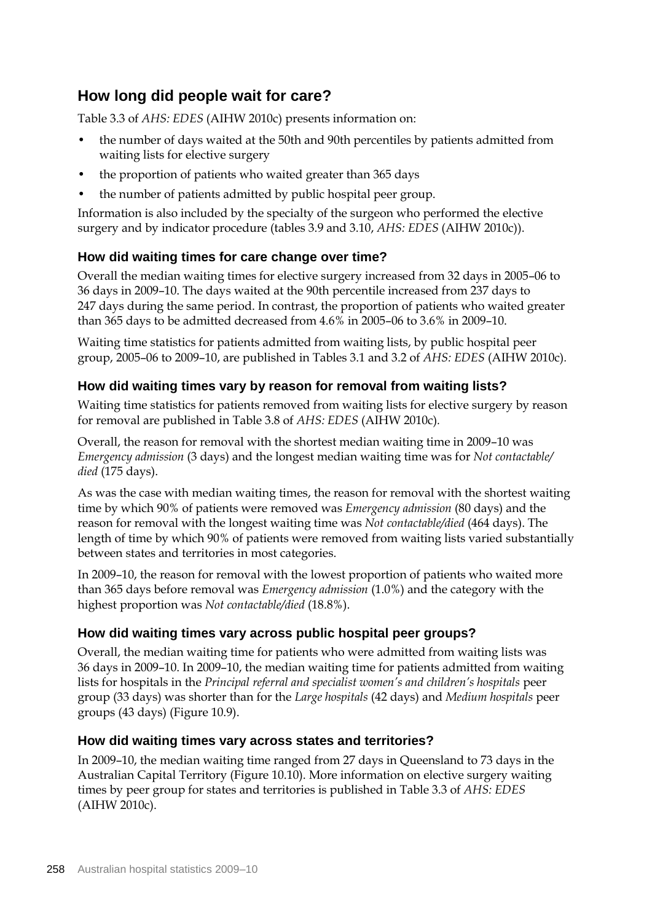## How long did people wait for care?

Table 3.3 of *AHS: EDES* (AIHW 2010c) presents information on:

- the number of days waited at the 50th and 90th percentiles by patients admitted from waiting lists for elective surgery
- the proportion of patients who waited greater than 365 days
- the number of patients admitted by public hospital peer group.

Information is also included by the specialty of the surgeon who performed the elective surgery and by indicator procedure (tables 3.9 and 3.10, *AHS: EDES* (AIHW 2010c)).

### How did waiting times for care change over time?

Overall the median waiting times for elective surgery increased from 32 days in 2005–06 to 36 days in 2009–10. The days waited at the 90th percentile increased from 237 days to 247 days during the same period. In contrast, the proportion of patients who waited greater than 365 days to be admitted decreased from 4.6% in 2005–06 to 3.6% in 2009–10.

Waiting time statistics for patients admitted from waiting lists, by public hospital peer group, 2005–06 to 2009–10, are published in Tables 3.1 and 3.2 of *AHS: EDES* (AIHW 2010c).

### How did waiting times vary by reason for removal from waiting lists?

Waiting time statistics for patients removed from waiting lists for elective surgery by reason for removal are published in Table 3.8 of *AHS: EDES* (AIHW 2010c).

Overall, the reason for removal with the shortest median waiting time in 2009–10 was *Emergency admission* (3 days) and the longest median waiting time was for *Not contactable/died* (175 days).

As was the case with median waiting times, the reason for removal with the shortest waiting time by which 90% of patients were removed was *Emergency admission* (80 days) and the reason for removal with the longest waiting time was *Not contactable/died* (464 days). The length of time by which 90% of patients were removed from waiting lists varied substantially between states and territories in most categories.

In 2009–10, the reason for removal with the lowest proportion of patients who waited more than 365 days before removal was *Emergency admission* (1.0%) and the category with the highest proportion was *Not contactable/died* (18.8%).

### How did waiting times vary across public hospital peer groups?

Overall, the median waiting time for patients who were admitted from waiting lists was 36 days in 2009–10. In 2009–10, the median waiting time for patients admitted from waiting lists for hospitals in the *Principal referral and specialist women's and children's hospitals* peer group (33 days) was shorter than for the *Large hospitals* (42 days) and *Medium hospitals* peer groups (43 days) (Figure 10.9).

### How did waiting times vary across states and territories?

In 2009–10, the median waiting time ranged from 27 days in Queensland to 73 days in the Australian Capital Territory (Figure 10.10). More information on elective surgery waiting times by peer group for states and territories is published in Table 3.3 of *AHS: EDES* (AIHW 2010c).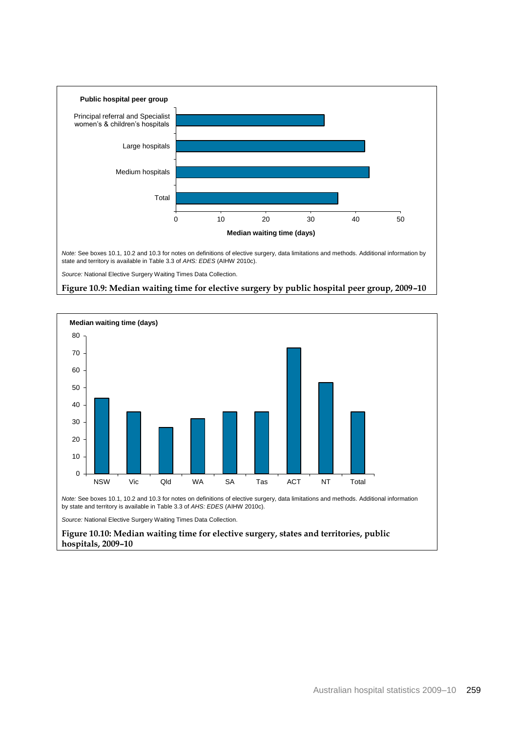Public hospital peer group

| Public hospital peer group | Median waiting time (days) |
|---|---|
| Principal referral and Specialist women's & children's hospitals | 33 |
| Large hospitals | 42 |
| Medium hospitals | 43 |
| Total | 36 |

*Note:* See boxes 10.1, 10.2 and 10.3 for notes on definitions of elective surgery, data limitations and methods. Additional information by state and territory is available in Table 3.3 of *AHS: EDES* (AIHW 2010c).

*Source:* National Elective Surgery Waiting Times Data Collection.

**Figure 10.9: Median waiting time for elective surgery by public hospital peer group, 2009–10**

| | NSW | Vic | Qld | WA | SA | Tas | ACT | NT | Total |
|---|---|---|---|---|---|---|---|---|---|
| Median waiting time (days) | 44 | 36 | 27 | 32 | 36 | 36 | 73 | 53 | 36 |

*Note:* See boxes 10.1, 10.2 and 10.3 for notes on definitions of elective surgery, data limitations and methods. Additional information by state and territory is available in Table 3.3 of *AHS: EDES* (AIHW 2010c).

*Source:* National Elective Surgery Waiting Times Data Collection.

**Figure 10.10: Median waiting time for elective surgery, states and territories, public hospitals, 2009–10**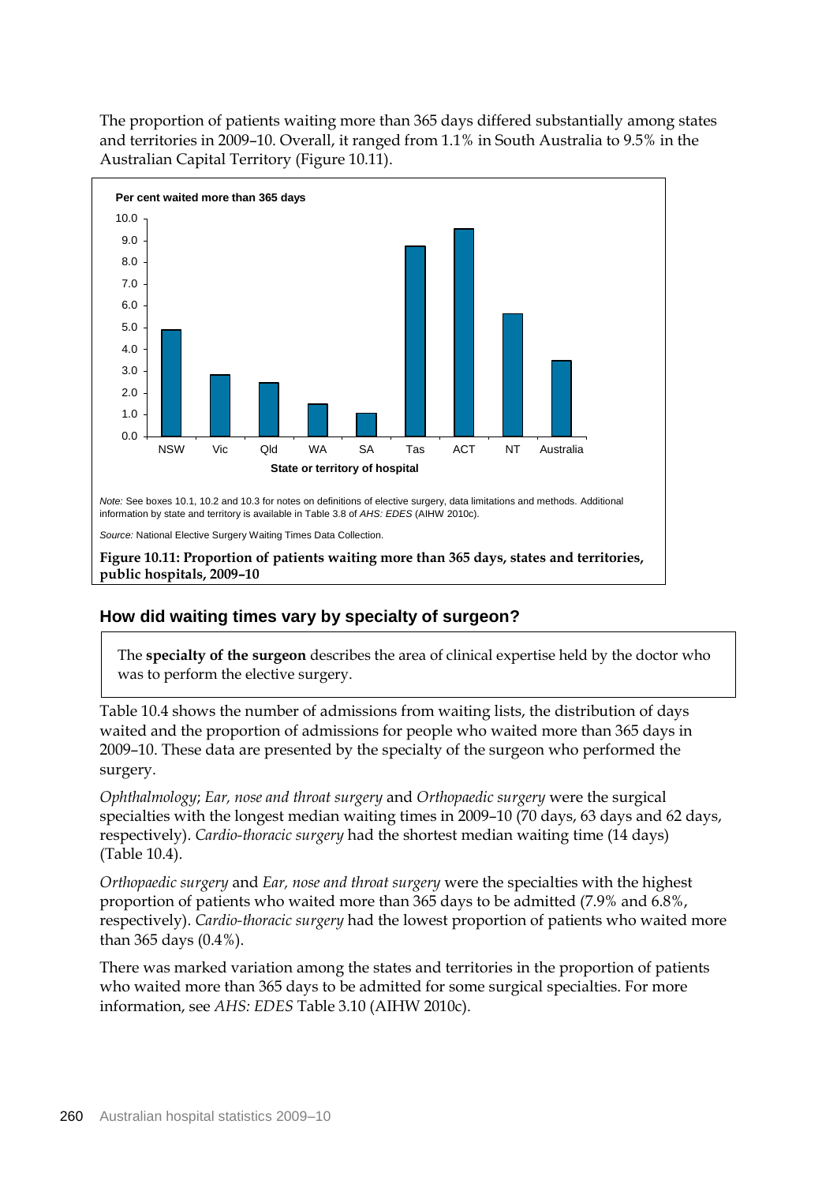The proportion of patients waiting more than 365 days differed substantially among states and territories in 2009–10. Overall, it ranged from 1.1% in South Australia to 9.5% in the Australian Capital Territory (Figure 10.11).

*Note:* See boxes 10.1, 10.2 and 10.3 for notes on definitions of elective surgery, data limitations and methods. Additional information by state and territory is available in Table 3.8 of *AHS: EDES* (AIHW 2010c).

*Source:* National Elective Surgery Waiting Times Data Collection.

**Figure 10.11: Proportion of patients waiting more than 365 days, states and territories, public hospitals, 2009–10**

## How did waiting times vary by specialty of surgeon?

The **specialty of the surgeon** describes the area of clinical expertise held by the doctor who was to perform the elective surgery.

Table 10.4 shows the number of admissions from waiting lists, the distribution of days waited and the proportion of admissions for people who waited more than 365 days in 2009–10. These data are presented by the specialty of the surgeon who performed the surgery.

*Ophthalmology*; *Ear, nose and throat surgery* and *Orthopaedic surgery* were the surgical specialties with the longest median waiting times in 2009–10 (70 days, 63 days and 62 days, respectively). *Cardio-thoracic surgery* had the shortest median waiting time (14 days) (Table 10.4).

*Orthopaedic surgery* and *Ear, nose and throat surgery* were the specialties with the highest proportion of patients who waited more than 365 days to be admitted (7.9% and 6.8%, respectively). *Cardio-thoracic surgery* had the lowest proportion of patients who waited more than 365 days (0.4%).

There was marked variation among the states and territories in the proportion of patients who waited more than 365 days to be admitted for some surgical specialties. For more information, see *AHS: EDES* Table 3.10 (AIHW 2010c).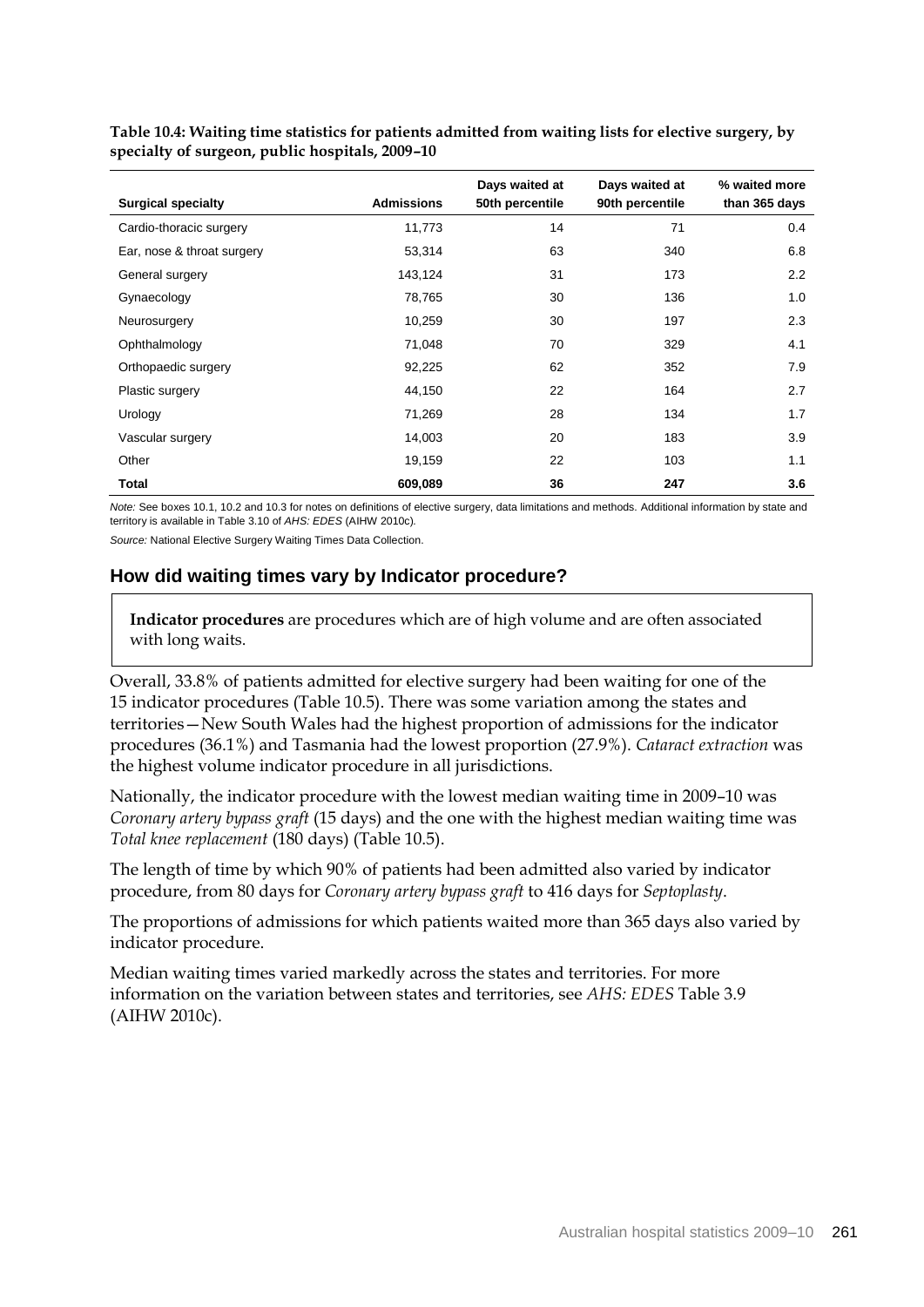**Table 10.4: Waiting time statistics for patients admitted from waiting lists for elective surgery, by specialty of surgeon, public hospitals, 2009–10**

| Surgical specialty | Admissions | Days waited at 50th percentile | Days waited at 90th percentile | % waited more than 365 days |
|---|---|---|---|---|
| Cardio-thoracic surgery | 11,773 | 14 | 71 | 0.4 |
| Ear, nose & throat surgery | 53,314 | 63 | 340 | 6.8 |
| General surgery | 143,124 | 31 | 173 | 2.2 |
| Gynaecology | 78,765 | 30 | 136 | 1.0 |
| Neurosurgery | 10,259 | 30 | 197 | 2.3 |
| Ophthalmology | 71,048 | 70 | 329 | 4.1 |
| Orthopaedic surgery | 92,225 | 62 | 352 | 7.9 |
| Plastic surgery | 44,150 | 22 | 164 | 2.7 |
| Urology | 71,269 | 28 | 134 | 1.7 |
| Vascular surgery | 14,003 | 20 | 183 | 3.9 |
| Other | 19,159 | 22 | 103 | 1.1 |
| **Total** | **609,089** | **36** | **247** | **3.6** |

*Note:* See boxes 10.1, 10.2 and 10.3 for notes on definitions of elective surgery, data limitations and methods. Additional information by state and territory is available in Table 3.10 of *AHS: EDES* (AIHW 2010c).

*Source:* National Elective Surgery Waiting Times Data Collection.

## How did waiting times vary by Indicator procedure?

**Indicator procedures** are procedures which are of high volume and are often associated with long waits.

Overall, 33.8% of patients admitted for elective surgery had been waiting for one of the 15 indicator procedures (Table 10.5). There was some variation among the states and territories—New South Wales had the highest proportion of admissions for the indicator procedures (36.1%) and Tasmania had the lowest proportion (27.9%). *Cataract extraction* was the highest volume indicator procedure in all jurisdictions.

Nationally, the indicator procedure with the lowest median waiting time in 2009–10 was *Coronary artery bypass graft* (15 days) and the one with the highest median waiting time was *Total knee replacement* (180 days) (Table 10.5).

The length of time by which 90% of patients had been admitted also varied by indicator procedure, from 80 days for *Coronary artery bypass graft* to 416 days for *Septoplasty*.

The proportions of admissions for which patients waited more than 365 days also varied by indicator procedure.

Median waiting times varied markedly across the states and territories. For more information on the variation between states and territories, see *AHS: EDES* Table 3.9 (AIHW 2010c).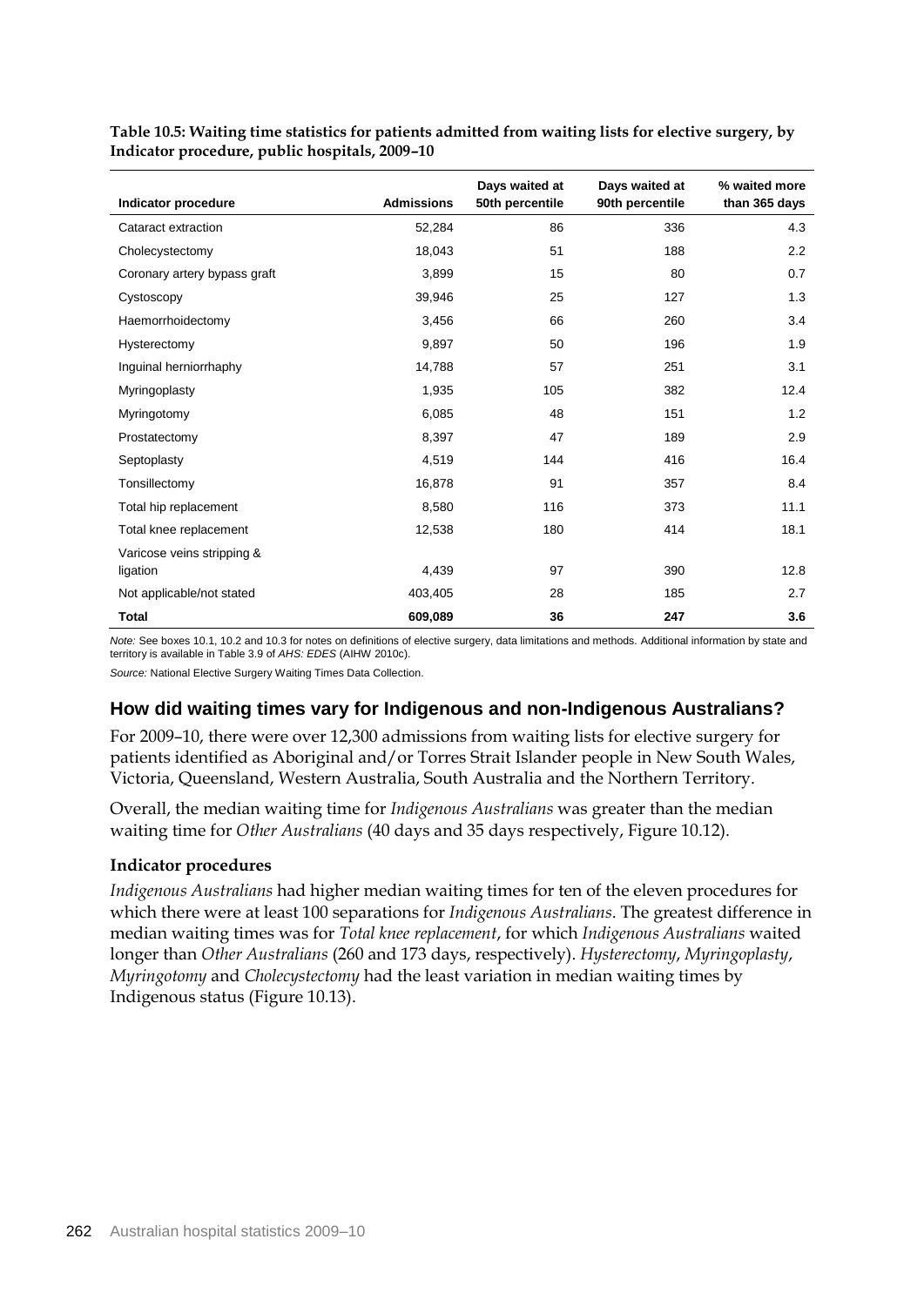**Table 10.5: Waiting time statistics for patients admitted from waiting lists for elective surgery, by Indicator procedure, public hospitals, 2009–10**

| Indicator procedure | Admissions | Days waited at 50th percentile | Days waited at 90th percentile | % waited more than 365 days |
|---|---|---|---|---|
| Cataract extraction | 52,284 | 86 | 336 | 4.3 |
| Cholecystectomy | 18,043 | 51 | 188 | 2.2 |
| Coronary artery bypass graft | 3,899 | 15 | 80 | 0.7 |
| Cystoscopy | 39,946 | 25 | 127 | 1.3 |
| Haemorrhoidectomy | 3,456 | 66 | 260 | 3.4 |
| Hysterectomy | 9,897 | 50 | 196 | 1.9 |
| Inguinal herniorrhaphy | 14,788 | 57 | 251 | 3.1 |
| Myringoplasty | 1,935 | 105 | 382 | 12.4 |
| Myringotomy | 6,085 | 48 | 151 | 1.2 |
| Prostatectomy | 8,397 | 47 | 189 | 2.9 |
| Septoplasty | 4,519 | 144 | 416 | 16.4 |
| Tonsillectomy | 16,878 | 91 | 357 | 8.4 |
| Total hip replacement | 8,580 | 116 | 373 | 11.1 |
| Total knee replacement | 12,538 | 180 | 414 | 18.1 |
| Varicose veins stripping & ligation | 4,439 | 97 | 390 | 12.8 |
| Not applicable/not stated | 403,405 | 28 | 185 | 2.7 |
| **Total** | **609,089** | **36** | **247** | **3.6** |

*Note:* See boxes 10.1, 10.2 and 10.3 for notes on definitions of elective surgery, data limitations and methods. Additional information by state and territory is available in Table 3.9 of *AHS: EDES* (AIHW 2010c).

*Source:* National Elective Surgery Waiting Times Data Collection.

## How did waiting times vary for Indigenous and non-Indigenous Australians?

For 2009–10, there were over 12,300 admissions from waiting lists for elective surgery for patients identified as Aboriginal and/or Torres Strait Islander people in New South Wales, Victoria, Queensland, Western Australia, South Australia and the Northern Territory.

Overall, the median waiting time for *Indigenous Australians* was greater than the median waiting time for *Other Australians* (40 days and 35 days respectively, Figure 10.12).

### Indicator procedures

*Indigenous Australians* had higher median waiting times for ten of the eleven procedures for which there were at least 100 separations for *Indigenous Australians*. The greatest difference in median waiting times was for *Total knee replacement*, for which *Indigenous Australians* waited longer than *Other Australians* (260 and 173 days, respectively). *Hysterectomy*, *Myringoplasty*, *Myringotomy* and *Cholecystectomy* had the least variation in median waiting times by Indigenous status (Figure 10.13).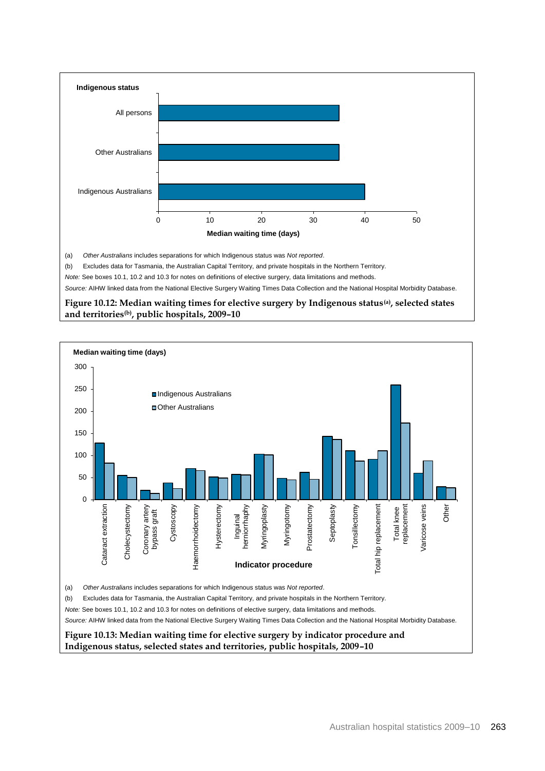**Indigenous status**

| Indigenous status | Median waiting time (days) |
|---|---|
| All persons | 35 |
| Other Australians | 35 |
| Indigenous Australians | 40 |

(a) *Other Australians* includes separations for which Indigenous status was *Not reported*.

(b) Excludes data for Tasmania, the Australian Capital Territory, and private hospitals in the Northern Territory.

*Note:* See boxes 10.1, 10.2 and 10.3 for notes on definitions of elective surgery, data limitations and methods.

*Source:* AIHW linked data from the National Elective Surgery Waiting Times Data Collection and the National Hospital Morbidity Database.

**Figure 10.12: Median waiting times for elective surgery by Indigenous status[(a)], selected states and territories[(b)], public hospitals, 2009–10**

**Median waiting time (days)**

| Indicator procedure | Indigenous Australians | Other Australians |
|---|---|---|
| Cataract extraction | 128 | 83 |
| Cholecystectomy | 55 | 50 |
| Coronary artery bypass graft | 21 | 14 |
| Cystoscopy | 38 | 25 |
| Haemorrhoidectomy | 71 | 66 |
| Hysterectomy | 52 | 49 |
| Inguinal herniorrhaphy | 58 | 56 |
| Myringoplasty | 103 | 101 |
| Myringotomy | 48 | 45 |
| Prostatectomy | 62 | 46 |
| Septoplasty | 144 | 137 |
| Tonsillectomy | 111 | 88 |
| Total hip replacement | 91 | 111 |
| Total knee replacement | 260 | 174 |
| Varicose veins | 60 | 88 |
| Other | 29 | 27 |

(a) *Other Australians* includes separations for which Indigenous status was *Not reported*.

(b) Excludes data for Tasmania, the Australian Capital Territory, and private hospitals in the Northern Territory.

*Note:* See boxes 10.1, 10.2 and 10.3 for notes on definitions of elective surgery, data limitations and methods.

*Source:* AIHW linked data from the National Elective Surgery Waiting Times Data Collection and the National Hospital Morbidity Database.

**Figure 10.13: Median waiting time for elective surgery by indicator procedure and Indigenous status, selected states and territories, public hospitals, 2009–10**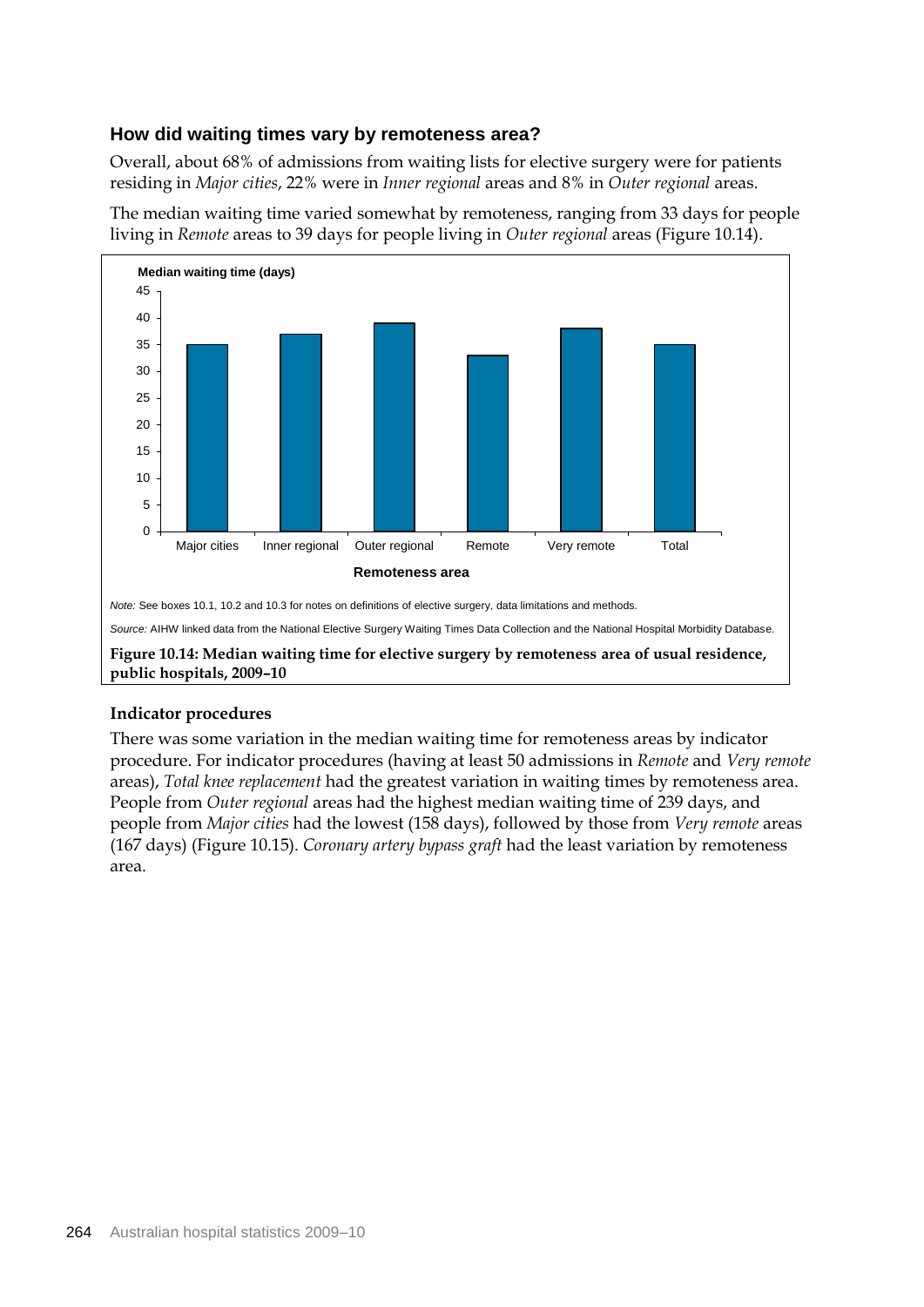### How did waiting times vary by remoteness area?

Overall, about 68% of admissions from waiting lists for elective surgery were for patients residing in *Major cities*, 22% were in *Inner regional* areas and 8% in *Outer regional* areas.

The median waiting time varied somewhat by remoteness, ranging from 33 days for people living in *Remote* areas to 39 days for people living in *Outer regional* areas (Figure 10.14).

*Note:* See boxes 10.1, 10.2 and 10.3 for notes on definitions of elective surgery, data limitations and methods.

*Source:* AIHW linked data from the National Elective Surgery Waiting Times Data Collection and the National Hospital Morbidity Database.

**Figure 10.14: Median waiting time for elective surgery by remoteness area of usual residence, public hospitals, 2009–10**

#### Indicator procedures

There was some variation in the median waiting time for remoteness areas by indicator procedure. For indicator procedures (having at least 50 admissions in *Remote* and *Very remote* areas), *Total knee replacement* had the greatest variation in waiting times by remoteness area. People from *Outer regional* areas had the highest median waiting time of 239 days, and people from *Major cities* had the lowest (158 days), followed by those from *Very remote* areas (167 days) (Figure 10.15). *Coronary artery bypass graft* had the least variation by remoteness area.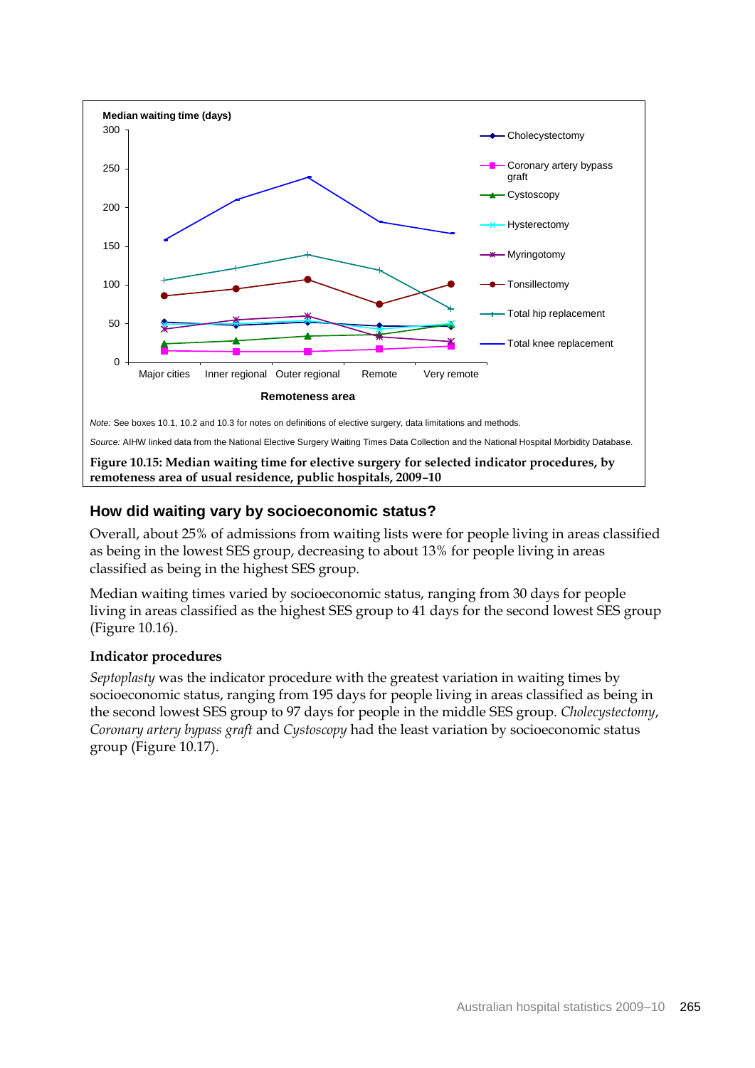Note: See boxes 10.1, 10.2 and 10.3 for notes on definitions of elective surgery, data limitations and methods.

Source: AIHW linked data from the National Elective Surgery Waiting Times Data Collection and the National Hospital Morbidity Database.

**Figure 10.15: Median waiting time for elective surgery for selected indicator procedures, by remoteness area of usual residence, public hospitals, 2009–10**

## How did waiting vary by socioeconomic status?

Overall, about 25% of admissions from waiting lists were for people living in areas classified as being in the lowest SES group, decreasing to about 13% for people living in areas classified as being in the highest SES group.

Median waiting times varied by socioeconomic status, ranging from 30 days for people living in areas classified as the highest SES group to 41 days for the second lowest SES group (Figure 10.16).

### Indicator procedures

*Septoplasty* was the indicator procedure with the greatest variation in waiting times by socioeconomic status, ranging from 195 days for people living in areas classified as being in the second lowest SES group to 97 days for people in the middle SES group. *Cholecystectomy*, *Coronary artery bypass graft* and *Cystoscopy* had the least variation by socioeconomic status group (Figure 10.17).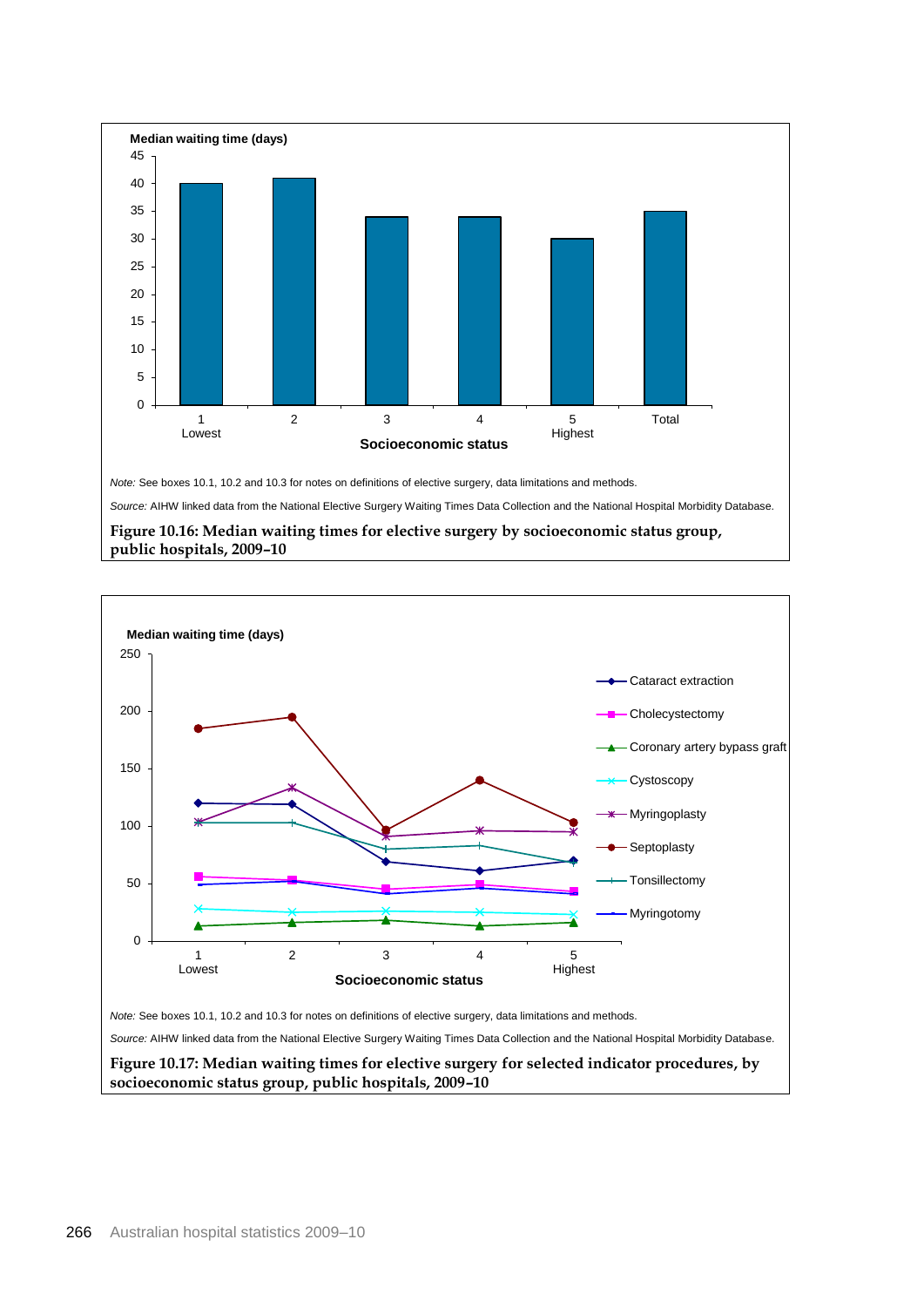Median waiting time (days)

Socioeconomic status: 1 Lowest, 2, 3, 4, 5 Highest, Total

*Note:* See boxes 10.1, 10.2 and 10.3 for notes on definitions of elective surgery, data limitations and methods.

*Source:* AIHW linked data from the National Elective Surgery Waiting Times Data Collection and the National Hospital Morbidity Database.

**Figure 10.16: Median waiting times for elective surgery by socioeconomic status group, public hospitals, 2009–10**

Median waiting time (days)

Cataract extraction, Cholecystectomy, Coronary artery bypass graft, Cystoscopy, Myringoplasty, Septoplasty, Tonsillectomy, Myringotomy

Socioeconomic status: 1 Lowest, 2, 3, 4, 5 Highest

*Note:* See boxes 10.1, 10.2 and 10.3 for notes on definitions of elective surgery, data limitations and methods.

*Source:* AIHW linked data from the National Elective Surgery Waiting Times Data Collection and the National Hospital Morbidity Database.

**Figure 10.17: Median waiting times for elective surgery for selected indicator procedures, by socioeconomic status group, public hospitals, 2009–10**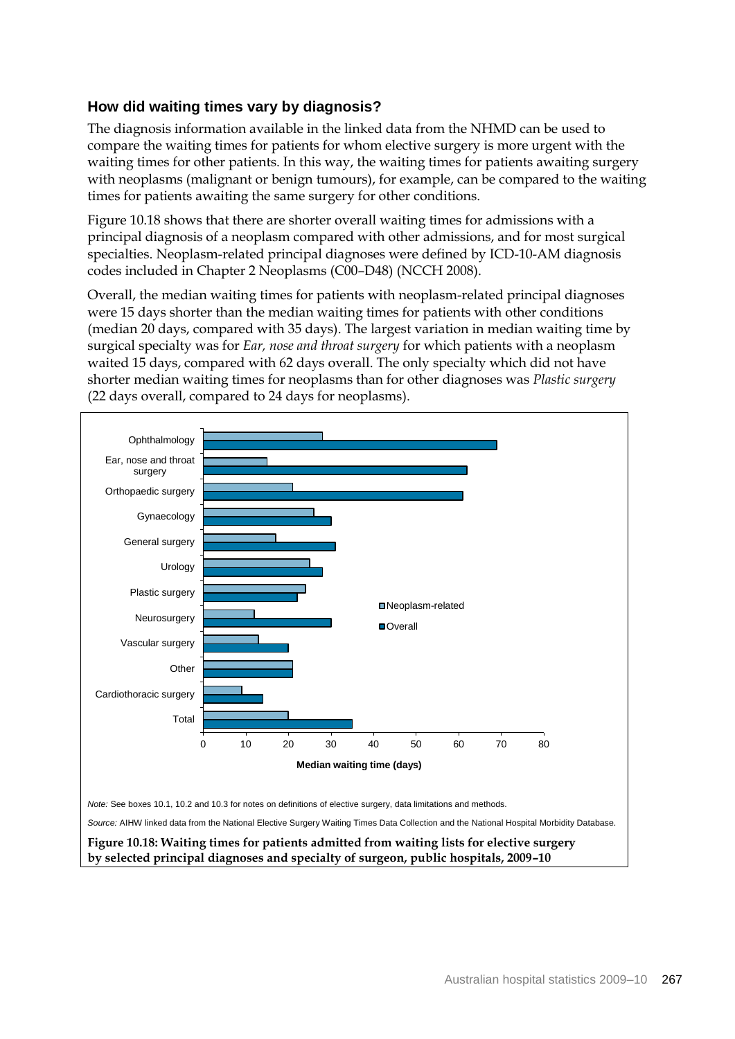### How did waiting times vary by diagnosis?

The diagnosis information available in the linked data from the NHMD can be used to compare the waiting times for patients for whom elective surgery is more urgent with the waiting times for other patients. In this way, the waiting times for patients awaiting surgery with neoplasms (malignant or benign tumours), for example, can be compared to the waiting times for patients awaiting the same surgery for other conditions.

Figure 10.18 shows that there are shorter overall waiting times for admissions with a principal diagnosis of a neoplasm compared with other admissions, and for most surgical specialties. Neoplasm-related principal diagnoses were defined by ICD-10-AM diagnosis codes included in Chapter 2 Neoplasms (C00–D48) (NCCH 2008).

Overall, the median waiting times for patients with neoplasm-related principal diagnoses were 15 days shorter than the median waiting times for patients with other conditions (median 20 days, compared with 35 days). The largest variation in median waiting time by surgical specialty was for *Ear, nose and throat surgery* for which patients with a neoplasm waited 15 days, compared with 62 days overall. The only specialty which did not have shorter median waiting times for neoplasms than for other diagnoses was *Plastic surgery* (22 days overall, compared to 24 days for neoplasms).

*Note:* See boxes 10.1, 10.2 and 10.3 for notes on definitions of elective surgery, data limitations and methods.

*Source:* AIHW linked data from the National Elective Surgery Waiting Times Data Collection and the National Hospital Morbidity Database.

**Figure 10.18: Waiting times for patients admitted from waiting lists for elective surgery by selected principal diagnoses and specialty of surgeon, public hospitals, 2009–10**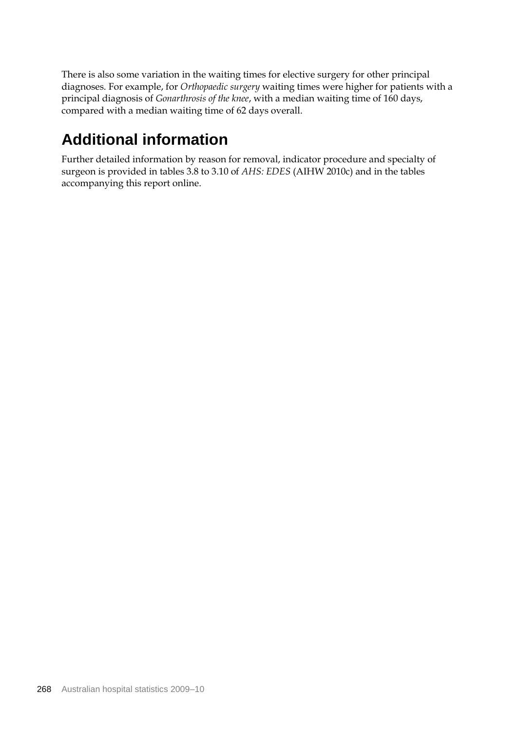There is also some variation in the waiting times for elective surgery for other principal diagnoses. For example, for *Orthopaedic surgery* waiting times were higher for patients with a principal diagnosis of *Gonarthrosis of the knee*, with a median waiting time of 160 days, compared with a median waiting time of 62 days overall.

## Additional information

Further detailed information by reason for removal, indicator procedure and specialty of surgeon is provided in tables 3.8 to 3.10 of *AHS: EDES* (AIHW 2010c) and in the tables accompanying this report online.